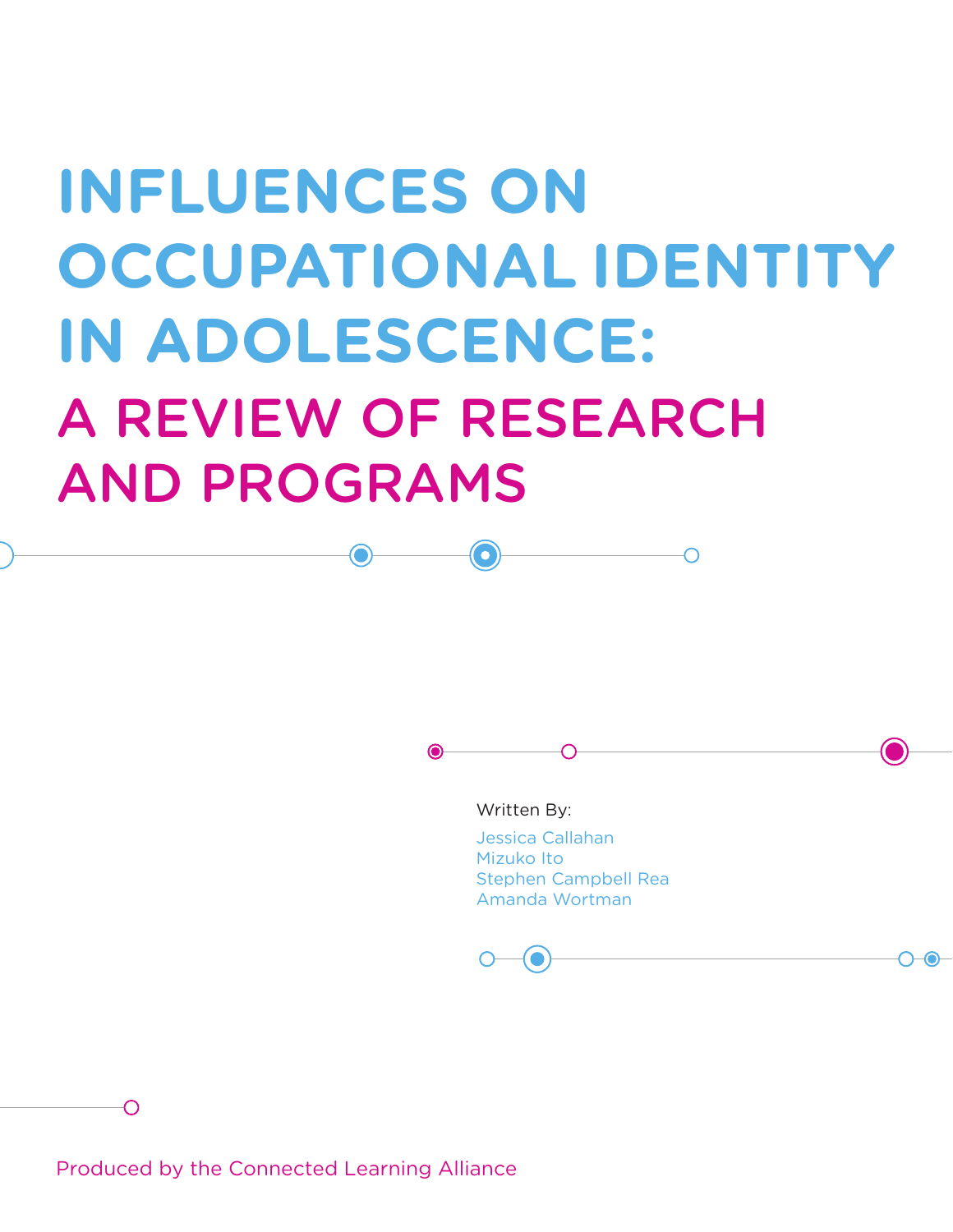# INFLUENCES ON OCCUPATIONAL IDENTITY IN ADOLESCENCE:

## A REVIEW OF RESEARCH AND PROGRAMS

Written By:

Jessica Callahan
Mizuko Ito
Stephen Campbell Rea
Amanda Wortman

Produced by the Connected Learning Alliance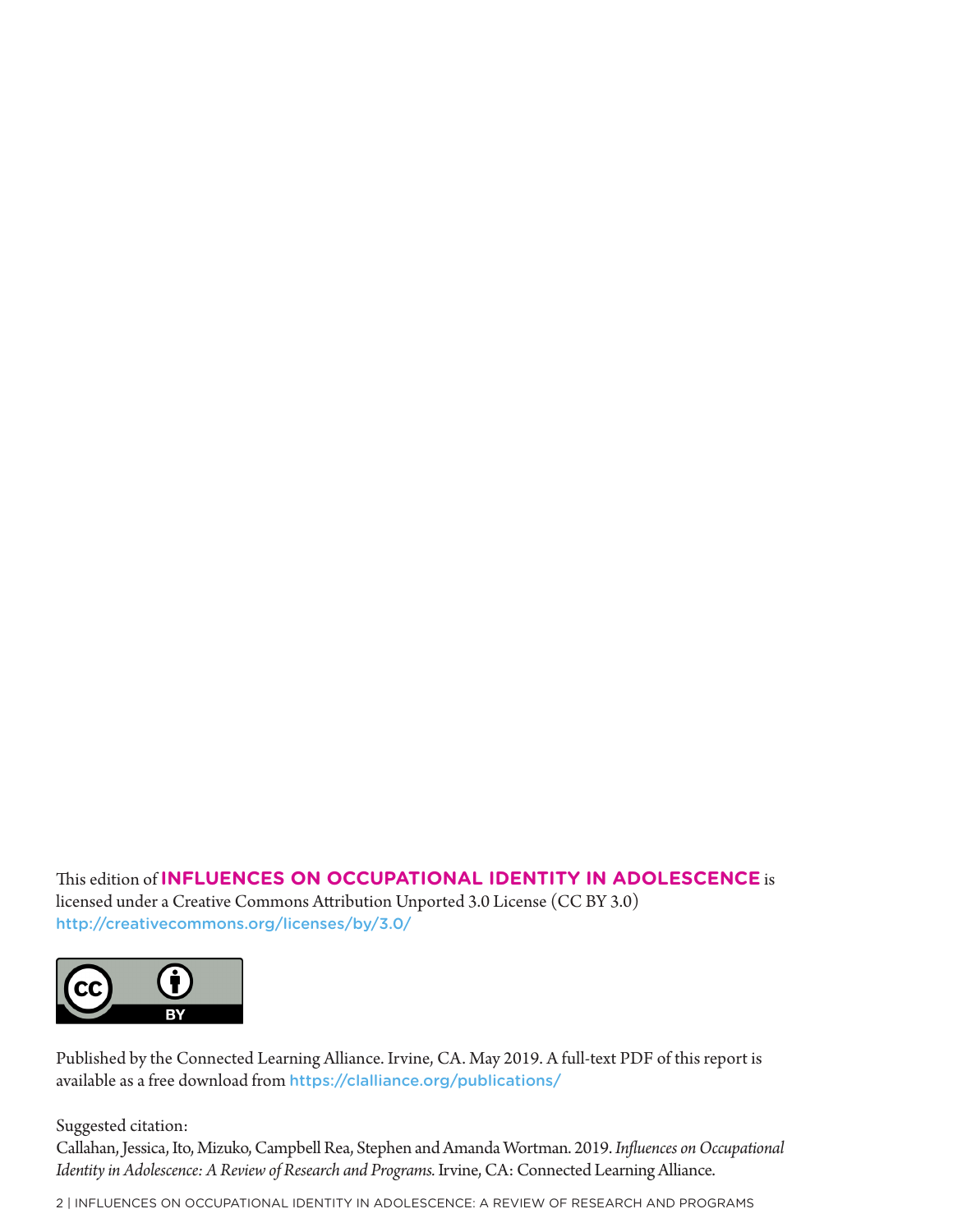This edition of **INFLUENCES ON OCCUPATIONAL IDENTITY IN ADOLESCENCE** is licensed under a Creative Commons Attribution Unported 3.0 License (CC BY 3.0) http://creativecommons.org/licenses/by/3.0/

Published by the Connected Learning Alliance. Irvine, CA. May 2019. A full-text PDF of this report is available as a free download from https://clalliance.org/publications/

Suggested citation:
Callahan, Jessica, Ito, Mizuko, Campbell Rea, Stephen and Amanda Wortman. 2019. *Influences on Occupational Identity in Adolescence: A Review of Research and Programs.* Irvine, CA: Connected Learning Alliance.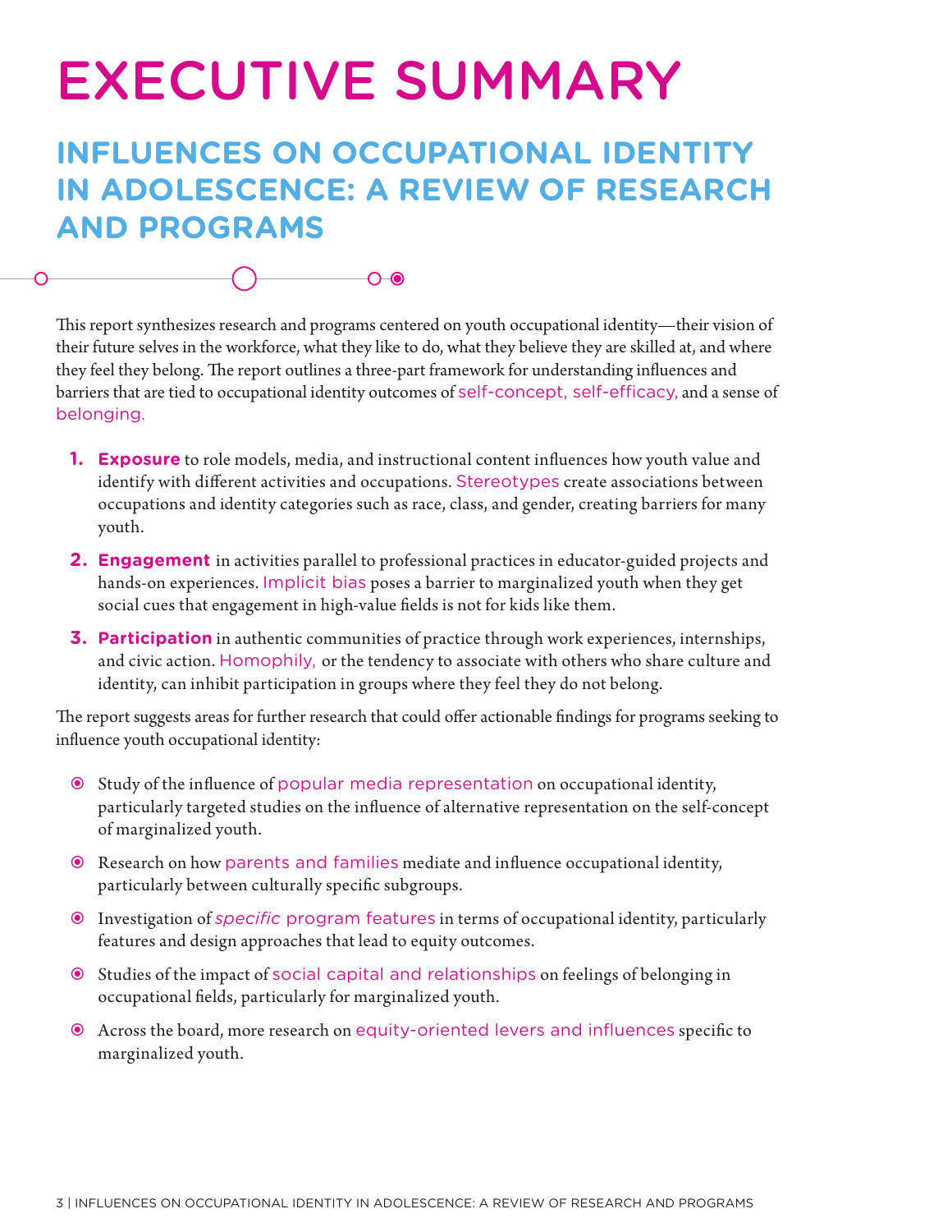# EXECUTIVE SUMMARY

## INFLUENCES ON OCCUPATIONAL IDENTITY IN ADOLESCENCE: A REVIEW OF RESEARCH AND PROGRAMS

This report synthesizes research and programs centered on youth occupational identity—their vision of their future selves in the workforce, what they like to do, what they believe they are skilled at, and where they feel they belong. The report outlines a three-part framework for understanding influences and barriers that are tied to occupational identity outcomes of self-concept, self-efficacy, and a sense of belonging.

1. **Exposure** to role models, media, and instructional content influences how youth value and identify with different activities and occupations. Stereotypes create associations between occupations and identity categories such as race, class, and gender, creating barriers for many youth.
2. **Engagement** in activities parallel to professional practices in educator-guided projects and hands-on experiences. Implicit bias poses a barrier to marginalized youth when they get social cues that engagement in high-value fields is not for kids like them.
3. **Participation** in authentic communities of practice through work experiences, internships, and civic action. Homophily, or the tendency to associate with others who share culture and identity, can inhibit participation in groups where they feel they do not belong.

The report suggests areas for further research that could offer actionable findings for programs seeking to influence youth occupational identity:

- Study of the influence of popular media representation on occupational identity, particularly targeted studies on the influence of alternative representation on the self-concept of marginalized youth.
- Research on how parents and families mediate and influence occupational identity, particularly between culturally specific subgroups.
- Investigation of *specific* program features in terms of occupational identity, particularly features and design approaches that lead to equity outcomes.
- Studies of the impact of social capital and relationships on feelings of belonging in occupational fields, particularly for marginalized youth.
- Across the board, more research on equity-oriented levers and influences specific to marginalized youth.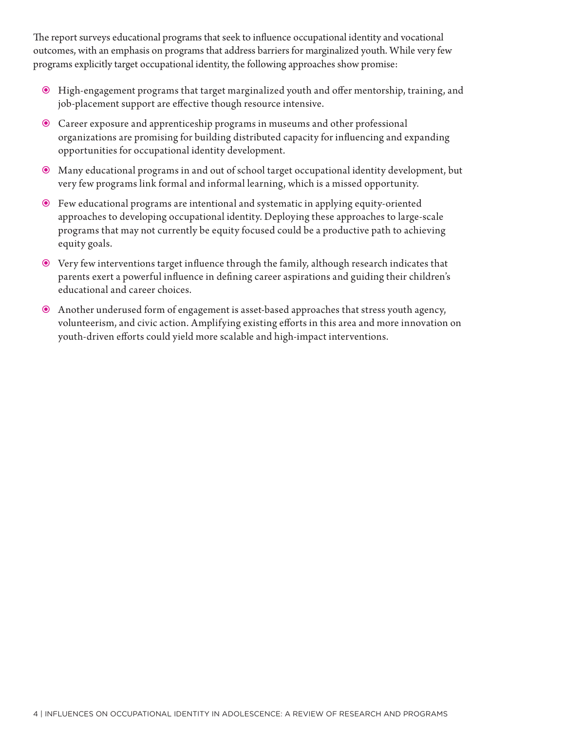The report surveys educational programs that seek to influence occupational identity and vocational outcomes, with an emphasis on programs that address barriers for marginalized youth. While very few programs explicitly target occupational identity, the following approaches show promise:

- High-engagement programs that target marginalized youth and offer mentorship, training, and job-placement support are effective though resource intensive.
- Career exposure and apprenticeship programs in museums and other professional organizations are promising for building distributed capacity for influencing and expanding opportunities for occupational identity development.
- Many educational programs in and out of school target occupational identity development, but very few programs link formal and informal learning, which is a missed opportunity.
- Few educational programs are intentional and systematic in applying equity-oriented approaches to developing occupational identity. Deploying these approaches to large-scale programs that may not currently be equity focused could be a productive path to achieving equity goals.
- Very few interventions target influence through the family, although research indicates that parents exert a powerful influence in defining career aspirations and guiding their children's educational and career choices.
- Another underused form of engagement is asset-based approaches that stress youth agency, volunteerism, and civic action. Amplifying existing efforts in this area and more innovation on youth-driven efforts could yield more scalable and high-impact interventions.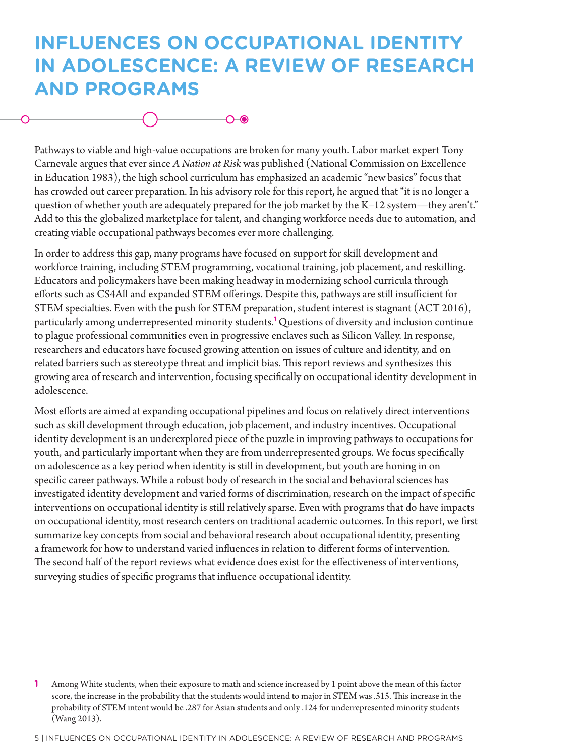# INFLUENCES ON OCCUPATIONAL IDENTITY IN ADOLESCENCE: A REVIEW OF RESEARCH AND PROGRAMS

Pathways to viable and high-value occupations are broken for many youth. Labor market expert Tony Carnevale argues that ever since *A Nation at Risk* was published (National Commission on Excellence in Education 1983), the high school curriculum has emphasized an academic "new basics" focus that has crowded out career preparation. In his advisory role for this report, he argued that "it is no longer a question of whether youth are adequately prepared for the job market by the K–12 system—they aren't." Add to this the globalized marketplace for talent, and changing workforce needs due to automation, and creating viable occupational pathways becomes ever more challenging.

In order to address this gap, many programs have focused on support for skill development and workforce training, including STEM programming, vocational training, job placement, and reskilling. Educators and policymakers have been making headway in modernizing school curricula through efforts such as CS4All and expanded STEM offerings. Despite this, pathways are still insufficient for STEM specialties. Even with the push for STEM preparation, student interest is stagnant (ACT 2016), particularly among underrepresented minority students.[1] Questions of diversity and inclusion continue to plague professional communities even in progressive enclaves such as Silicon Valley. In response, researchers and educators have focused growing attention on issues of culture and identity, and on related barriers such as stereotype threat and implicit bias. This report reviews and synthesizes this growing area of research and intervention, focusing specifically on occupational identity development in adolescence.

Most efforts are aimed at expanding occupational pipelines and focus on relatively direct interventions such as skill development through education, job placement, and industry incentives. Occupational identity development is an underexplored piece of the puzzle in improving pathways to occupations for youth, and particularly important when they are from underrepresented groups. We focus specifically on adolescence as a key period when identity is still in development, but youth are honing in on specific career pathways. While a robust body of research in the social and behavioral sciences has investigated identity development and varied forms of discrimination, research on the impact of specific interventions on occupational identity is still relatively sparse. Even with programs that do have impacts on occupational identity, most research centers on traditional academic outcomes. In this report, we first summarize key concepts from social and behavioral research about occupational identity, presenting a framework for how to understand varied influences in relation to different forms of intervention. The second half of the report reviews what evidence does exist for the effectiveness of interventions, surveying studies of specific programs that influence occupational identity.

---

[1] Among White students, when their exposure to math and science increased by 1 point above the mean of this factor score, the increase in the probability that the students would intend to major in STEM was .515. This increase in the probability of STEM intent would be .287 for Asian students and only .124 for underrepresented minority students (Wang 2013).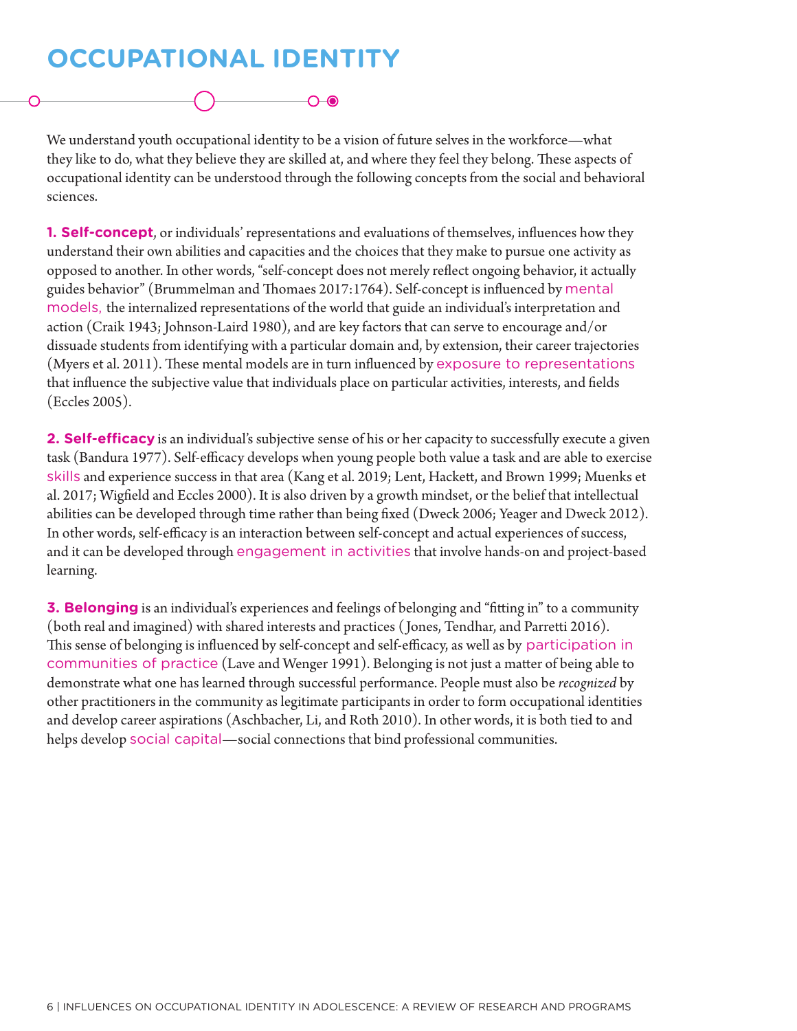# OCCUPATIONAL IDENTITY

We understand youth occupational identity to be a vision of future selves in the workforce—what they like to do, what they believe they are skilled at, and where they feel they belong. These aspects of occupational identity can be understood through the following concepts from the social and behavioral sciences.

**1. Self-concept**, or individuals' representations and evaluations of themselves, influences how they understand their own abilities and capacities and the choices that they make to pursue one activity as opposed to another. In other words, "self-concept does not merely reflect ongoing behavior, it actually guides behavior" (Brummelman and Thomaes 2017:1764). Self-concept is influenced by mental models, the internalized representations of the world that guide an individual's interpretation and action (Craik 1943; Johnson-Laird 1980), and are key factors that can serve to encourage and/or dissuade students from identifying with a particular domain and, by extension, their career trajectories (Myers et al. 2011). These mental models are in turn influenced by exposure to representations that influence the subjective value that individuals place on particular activities, interests, and fields (Eccles 2005).

**2. Self-efficacy** is an individual's subjective sense of his or her capacity to successfully execute a given task (Bandura 1977). Self-efficacy develops when young people both value a task and are able to exercise skills and experience success in that area (Kang et al. 2019; Lent, Hackett, and Brown 1999; Muenks et al. 2017; Wigfield and Eccles 2000). It is also driven by a growth mindset, or the belief that intellectual abilities can be developed through time rather than being fixed (Dweck 2006; Yeager and Dweck 2012). In other words, self-efficacy is an interaction between self-concept and actual experiences of success, and it can be developed through engagement in activities that involve hands-on and project-based learning.

**3. Belonging** is an individual's experiences and feelings of belonging and "fitting in" to a community (both real and imagined) with shared interests and practices (Jones, Tendhar, and Parretti 2016). This sense of belonging is influenced by self-concept and self-efficacy, as well as by participation in communities of practice (Lave and Wenger 1991). Belonging is not just a matter of being able to demonstrate what one has learned through successful performance. People must also be *recognized* by other practitioners in the community as legitimate participants in order to form occupational identities and develop career aspirations (Aschbacher, Li, and Roth 2010). In other words, it is both tied to and helps develop social capital—social connections that bind professional communities.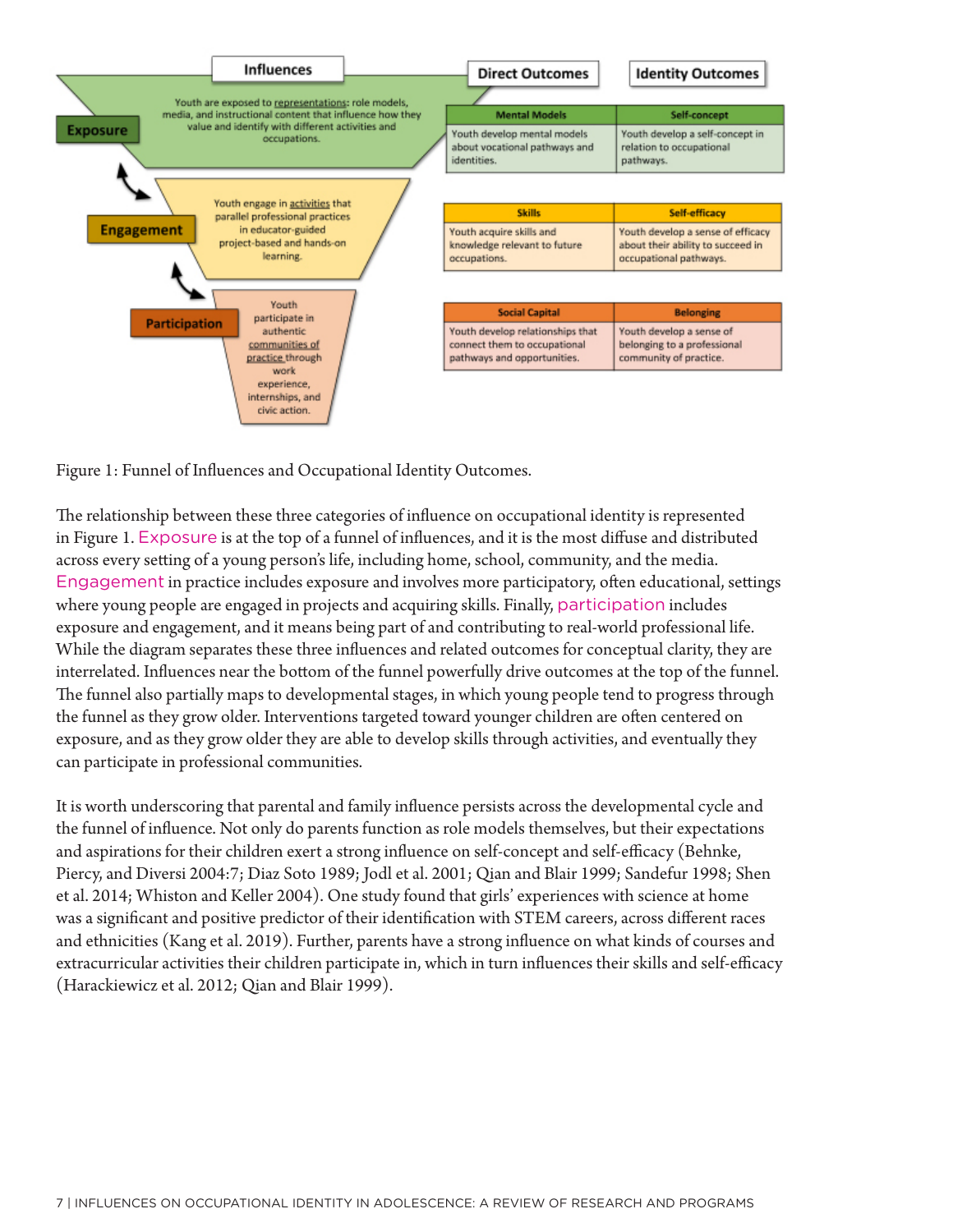| Influences | | Direct Outcomes | Identity Outcomes |
|---|---|---|---|
| **Exposure** | Youth are exposed to representations: role models, media, and instructional content that influence how they value and identify with different activities and occupations. | **Mental Models**: Youth develop mental models about vocational pathways and identities. | **Self-concept**: Youth develop a self-concept in relation to occupational pathways. |
| **Engagement** | Youth engage in activities that parallel professional practices in educator-guided project-based and hands-on learning. | **Skills**: Youth acquire skills and knowledge relevant to future occupations. | **Self-efficacy**: Youth develop a sense of efficacy about their ability to succeed in occupational pathways. |
| **Participation** | Youth participate in authentic communities of practice through work experience, internships, and civic action. | **Social Capital**: Youth develop relationships that connect them to occupational pathways and opportunities. | **Belonging**: Youth develop a sense of belonging to a professional community of practice. |

Figure 1: Funnel of Influences and Occupational Identity Outcomes.

The relationship between these three categories of influence on occupational identity is represented in Figure 1. Exposure is at the top of a funnel of influences, and it is the most diffuse and distributed across every setting of a young person's life, including home, school, community, and the media. Engagement in practice includes exposure and involves more participatory, often educational, settings where young people are engaged in projects and acquiring skills. Finally, participation includes exposure and engagement, and it means being part of and contributing to real-world professional life. While the diagram separates these three influences and related outcomes for conceptual clarity, they are interrelated. Influences near the bottom of the funnel powerfully drive outcomes at the top of the funnel. The funnel also partially maps to developmental stages, in which young people tend to progress through the funnel as they grow older. Interventions targeted toward younger children are often centered on exposure, and as they grow older they are able to develop skills through activities, and eventually they can participate in professional communities.

It is worth underscoring that parental and family influence persists across the developmental cycle and the funnel of influence. Not only do parents function as role models themselves, but their expectations and aspirations for their children exert a strong influence on self-concept and self-efficacy (Behnke, Piercy, and Diversi 2004:7; Diaz Soto 1989; Jodl et al. 2001; Qian and Blair 1999; Sandefur 1998; Shen et al. 2014; Whiston and Keller 2004). One study found that girls' experiences with science at home was a significant and positive predictor of their identification with STEM careers, across different races and ethnicities (Kang et al. 2019). Further, parents have a strong influence on what kinds of courses and extracurricular activities their children participate in, which in turn influences their skills and self-efficacy (Harackiewicz et al. 2012; Qian and Blair 1999).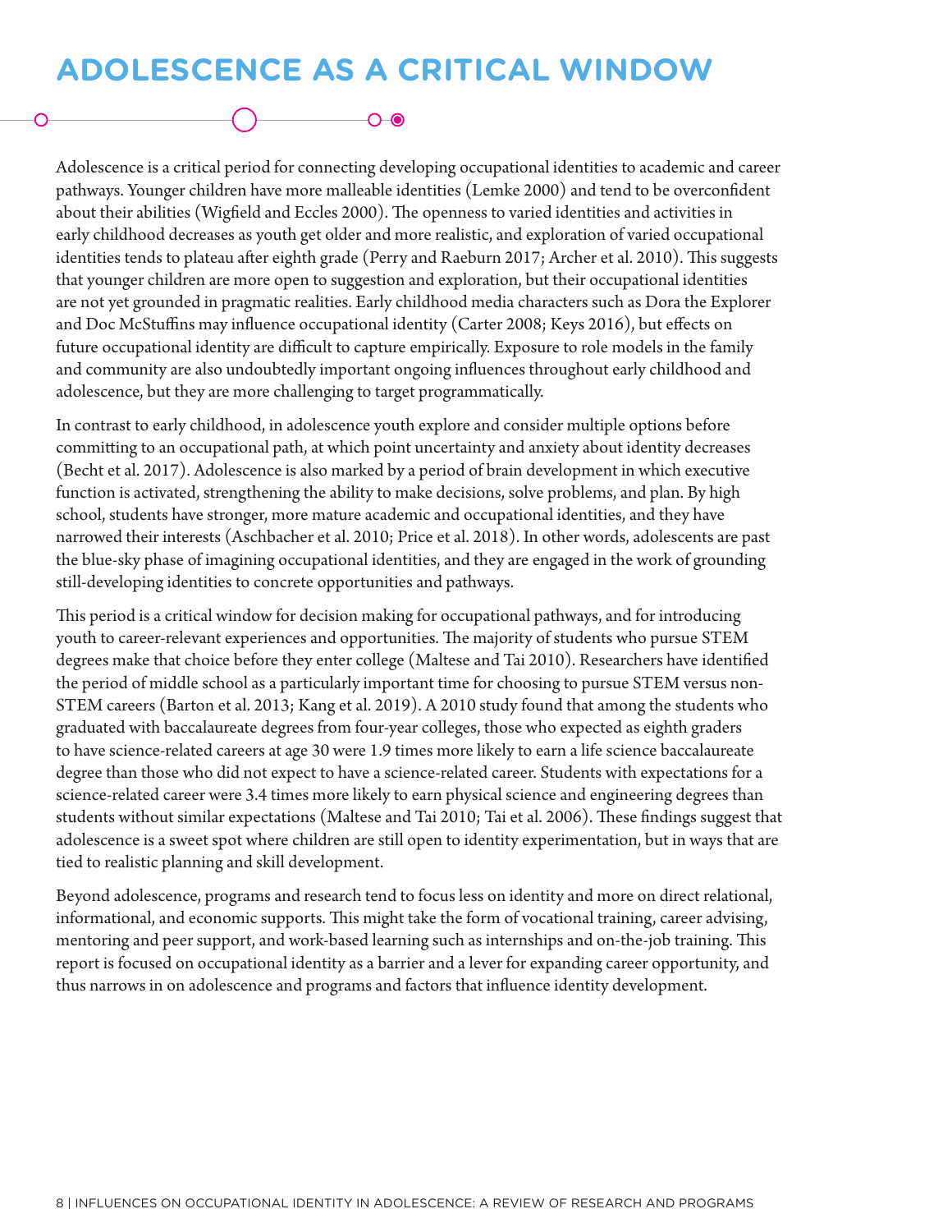# ADOLESCENCE AS A CRITICAL WINDOW

Adolescence is a critical period for connecting developing occupational identities to academic and career pathways. Younger children have more malleable identities (Lemke 2000) and tend to be overconfident about their abilities (Wigfield and Eccles 2000). The openness to varied identities and activities in early childhood decreases as youth get older and more realistic, and exploration of varied occupational identities tends to plateau after eighth grade (Perry and Raeburn 2017; Archer et al. 2010). This suggests that younger children are more open to suggestion and exploration, but their occupational identities are not yet grounded in pragmatic realities. Early childhood media characters such as Dora the Explorer and Doc McStuffins may influence occupational identity (Carter 2008; Keys 2016), but effects on future occupational identity are difficult to capture empirically. Exposure to role models in the family and community are also undoubtedly important ongoing influences throughout early childhood and adolescence, but they are more challenging to target programmatically.

In contrast to early childhood, in adolescence youth explore and consider multiple options before committing to an occupational path, at which point uncertainty and anxiety about identity decreases (Becht et al. 2017). Adolescence is also marked by a period of brain development in which executive function is activated, strengthening the ability to make decisions, solve problems, and plan. By high school, students have stronger, more mature academic and occupational identities, and they have narrowed their interests (Aschbacher et al. 2010; Price et al. 2018). In other words, adolescents are past the blue-sky phase of imagining occupational identities, and they are engaged in the work of grounding still-developing identities to concrete opportunities and pathways.

This period is a critical window for decision making for occupational pathways, and for introducing youth to career-relevant experiences and opportunities. The majority of students who pursue STEM degrees make that choice before they enter college (Maltese and Tai 2010). Researchers have identified the period of middle school as a particularly important time for choosing to pursue STEM versus non-STEM careers (Barton et al. 2013; Kang et al. 2019). A 2010 study found that among the students who graduated with baccalaureate degrees from four-year colleges, those who expected as eighth graders to have science-related careers at age 30 were 1.9 times more likely to earn a life science baccalaureate degree than those who did not expect to have a science-related career. Students with expectations for a science-related career were 3.4 times more likely to earn physical science and engineering degrees than students without similar expectations (Maltese and Tai 2010; Tai et al. 2006). These findings suggest that adolescence is a sweet spot where children are still open to identity experimentation, but in ways that are tied to realistic planning and skill development.

Beyond adolescence, programs and research tend to focus less on identity and more on direct relational, informational, and economic supports. This might take the form of vocational training, career advising, mentoring and peer support, and work-based learning such as internships and on-the-job training. This report is focused on occupational identity as a barrier and a lever for expanding career opportunity, and thus narrows in on adolescence and programs and factors that influence identity development.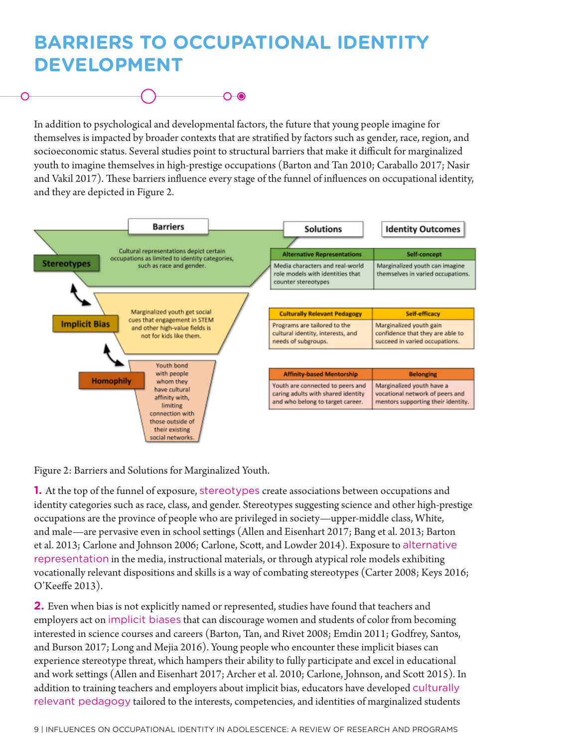# BARRIERS TO OCCUPATIONAL IDENTITY DEVELOPMENT

In addition to psychological and developmental factors, the future that young people imagine for themselves is impacted by broader contexts that are stratified by factors such as gender, race, region, and socioeconomic status. Several studies point to structural barriers that make it difficult for marginalized youth to imagine themselves in high-prestige occupations (Barton and Tan 2010; Caraballo 2017; Nasir and Vakil 2017). These barriers influence every stage of the funnel of influences on occupational identity, and they are depicted in Figure 2.

| Barriers | | Solutions | | Identity Outcomes | |
|---|---|---|---|---|---|
| Stereotypes | Cultural representations depict certain occupations as limited to identity categories, such as race and gender. | Alternative Representations | Media characters and real-world role models with identities that counter stereotypes | Self-concept | Marginalized youth can imagine themselves in varied occupations. |
| Implicit Bias | Marginalized youth get social cues that engagement in STEM and other high-value fields is not for kids like them. | Culturally Relevant Pedagogy | Programs are tailored to the cultural identity, interests, and needs of subgroups. | Self-efficacy | Marginalized youth gain confidence that they are able to succeed in varied occupations. |
| Homophily | Youth bond with people whom they have cultural affinity with, limiting connection with those outside of their existing social networks. | Affinity-based Mentorship | Youth are connected to peers and caring adults with shared identity and who belong to target career. | Belonging | Marginalized youth have a vocational network of peers and mentors supporting their identity. |

Figure 2: Barriers and Solutions for Marginalized Youth.

**1.** At the top of the funnel of exposure, stereotypes create associations between occupations and identity categories such as race, class, and gender. Stereotypes suggesting science and other high-prestige occupations are the province of people who are privileged in society—upper-middle class, White, and male—are pervasive even in school settings (Allen and Eisenhart 2017; Bang et al. 2013; Barton et al. 2013; Carlone and Johnson 2006; Carlone, Scott, and Lowder 2014). Exposure to alternative representation in the media, instructional materials, or through atypical role models exhibiting vocationally relevant dispositions and skills is a way of combating stereotypes (Carter 2008; Keys 2016; O'Keeffe 2013).

**2.** Even when bias is not explicitly named or represented, studies have found that teachers and employers act on implicit biases that can discourage women and students of color from becoming interested in science courses and careers (Barton, Tan, and Rivet 2008; Emdin 2011; Godfrey, Santos, and Burson 2017; Long and Mejia 2016). Young people who encounter these implicit biases can experience stereotype threat, which hampers their ability to fully participate and excel in educational and work settings (Allen and Eisenhart 2017; Archer et al. 2010; Carlone, Johnson, and Scott 2015). In addition to training teachers and employers about implicit bias, educators have developed culturally relevant pedagogy tailored to the interests, competencies, and identities of marginalized students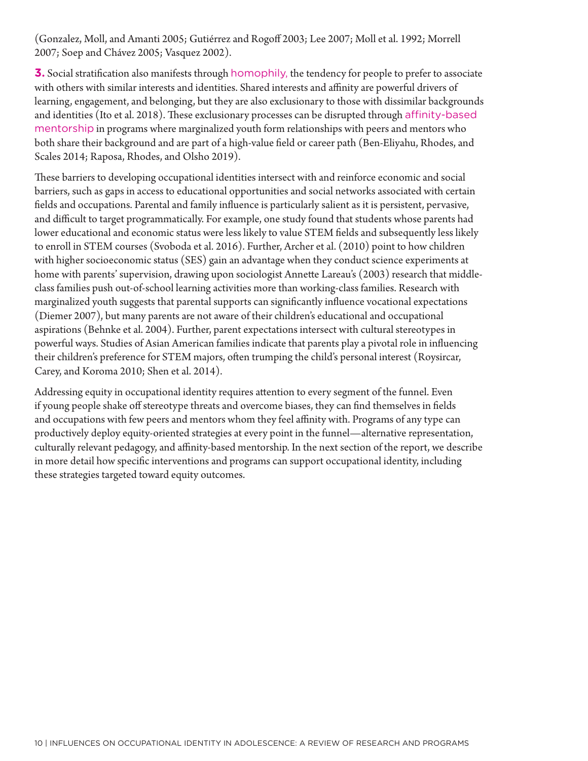(Gonzalez, Moll, and Amanti 2005; Gutiérrez and Rogoff 2003; Lee 2007; Moll et al. 1992; Morrell 2007; Soep and Chávez 2005; Vasquez 2002).

**3.** Social stratification also manifests through homophily, the tendency for people to prefer to associate with others with similar interests and identities. Shared interests and affinity are powerful drivers of learning, engagement, and belonging, but they are also exclusionary to those with dissimilar backgrounds and identities (Ito et al. 2018). These exclusionary processes can be disrupted through affinity-based mentorship in programs where marginalized youth form relationships with peers and mentors who both share their background and are part of a high-value field or career path (Ben-Eliyahu, Rhodes, and Scales 2014; Raposa, Rhodes, and Olsho 2019).

These barriers to developing occupational identities intersect with and reinforce economic and social barriers, such as gaps in access to educational opportunities and social networks associated with certain fields and occupations. Parental and family influence is particularly salient as it is persistent, pervasive, and difficult to target programmatically. For example, one study found that students whose parents had lower educational and economic status were less likely to value STEM fields and subsequently less likely to enroll in STEM courses (Svoboda et al. 2016). Further, Archer et al. (2010) point to how children with higher socioeconomic status (SES) gain an advantage when they conduct science experiments at home with parents' supervision, drawing upon sociologist Annette Lareau's (2003) research that middle-class families push out-of-school learning activities more than working-class families. Research with marginalized youth suggests that parental supports can significantly influence vocational expectations (Diemer 2007), but many parents are not aware of their children's educational and occupational aspirations (Behnke et al. 2004). Further, parent expectations intersect with cultural stereotypes in powerful ways. Studies of Asian American families indicate that parents play a pivotal role in influencing their children's preference for STEM majors, often trumping the child's personal interest (Roysircar, Carey, and Koroma 2010; Shen et al. 2014).

Addressing equity in occupational identity requires attention to every segment of the funnel. Even if young people shake off stereotype threats and overcome biases, they can find themselves in fields and occupations with few peers and mentors whom they feel affinity with. Programs of any type can productively deploy equity-oriented strategies at every point in the funnel—alternative representation, culturally relevant pedagogy, and affinity-based mentorship. In the next section of the report, we describe in more detail how specific interventions and programs can support occupational identity, including these strategies targeted toward equity outcomes.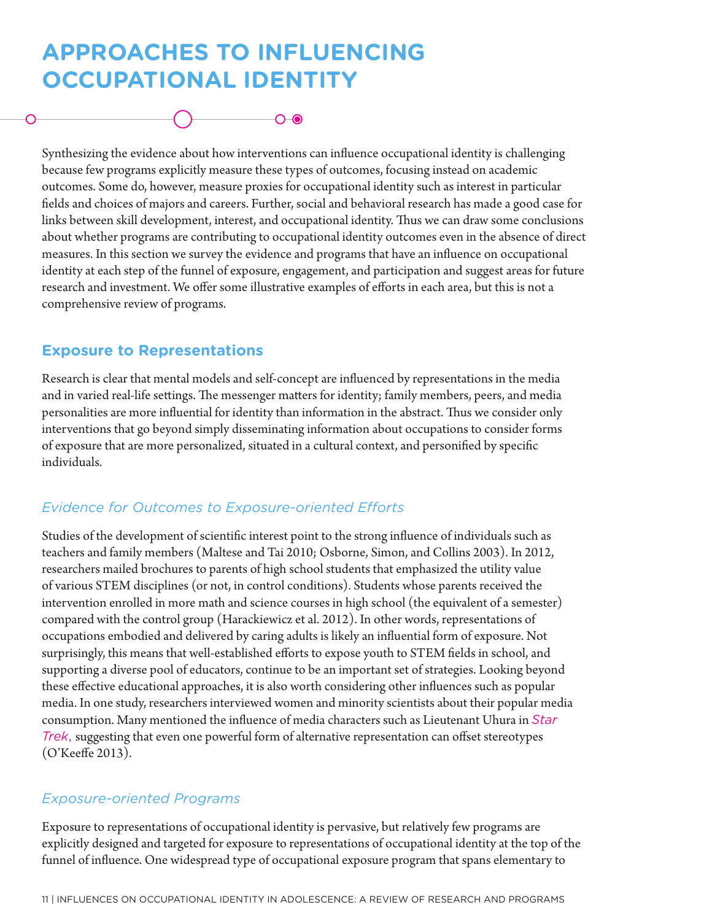# APPROACHES TO INFLUENCING OCCUPATIONAL IDENTITY

Synthesizing the evidence about how interventions can influence occupational identity is challenging because few programs explicitly measure these types of outcomes, focusing instead on academic outcomes. Some do, however, measure proxies for occupational identity such as interest in particular fields and choices of majors and careers. Further, social and behavioral research has made a good case for links between skill development, interest, and occupational identity. Thus we can draw some conclusions about whether programs are contributing to occupational identity outcomes even in the absence of direct measures. In this section we survey the evidence and programs that have an influence on occupational identity at each step of the funnel of exposure, engagement, and participation and suggest areas for future research and investment. We offer some illustrative examples of efforts in each area, but this is not a comprehensive review of programs.

## Exposure to Representations

Research is clear that mental models and self-concept are influenced by representations in the media and in varied real-life settings. The messenger matters for identity; family members, peers, and media personalities are more influential for identity than information in the abstract. Thus we consider only interventions that go beyond simply disseminating information about occupations to consider forms of exposure that are more personalized, situated in a cultural context, and personified by specific individuals.

### *Evidence for Outcomes to Exposure-oriented Efforts*

Studies of the development of scientific interest point to the strong influence of individuals such as teachers and family members (Maltese and Tai 2010; Osborne, Simon, and Collins 2003). In 2012, researchers mailed brochures to parents of high school students that emphasized the utility value of various STEM disciplines (or not, in control conditions). Students whose parents received the intervention enrolled in more math and science courses in high school (the equivalent of a semester) compared with the control group (Harackiewicz et al. 2012). In other words, representations of occupations embodied and delivered by caring adults is likely an influential form of exposure. Not surprisingly, this means that well-established efforts to expose youth to STEM fields in school, and supporting a diverse pool of educators, continue to be an important set of strategies. Looking beyond these effective educational approaches, it is also worth considering other influences such as popular media. In one study, researchers interviewed women and minority scientists about their popular media consumption. Many mentioned the influence of media characters such as Lieutenant Uhura in *Star Trek*, suggesting that even one powerful form of alternative representation can offset stereotypes (O'Keeffe 2013).

### *Exposure-oriented Programs*

Exposure to representations of occupational identity is pervasive, but relatively few programs are explicitly designed and targeted for exposure to representations of occupational identity at the top of the funnel of influence. One widespread type of occupational exposure program that spans elementary to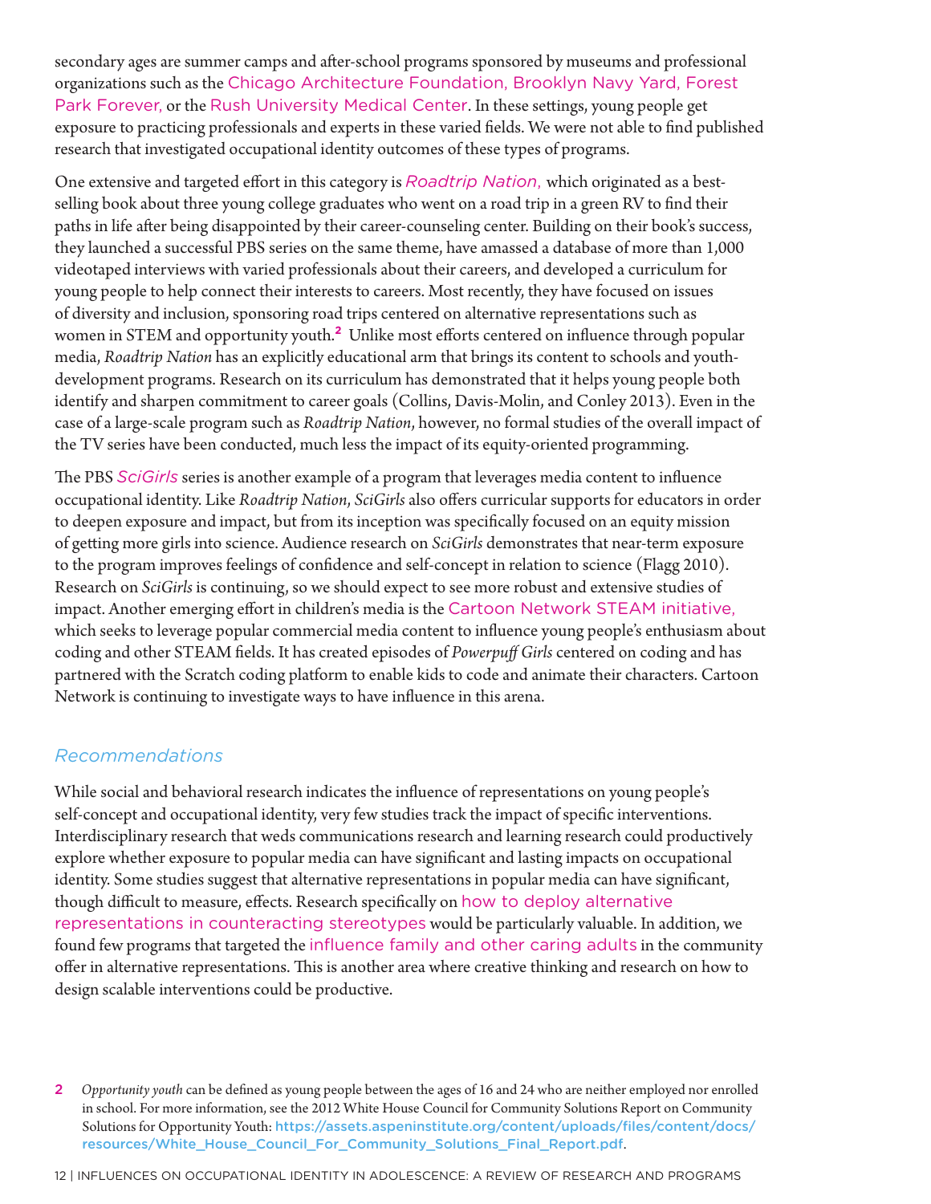secondary ages are summer camps and after-school programs sponsored by museums and professional organizations such as the Chicago Architecture Foundation, Brooklyn Navy Yard, Forest Park Forever, or the Rush University Medical Center. In these settings, young people get exposure to practicing professionals and experts in these varied fields. We were not able to find published research that investigated occupational identity outcomes of these types of programs.

One extensive and targeted effort in this category is *Roadtrip Nation,* which originated as a best-selling book about three young college graduates who went on a road trip in a green RV to find their paths in life after being disappointed by their career-counseling center. Building on their book's success, they launched a successful PBS series on the same theme, have amassed a database of more than 1,000 videotaped interviews with varied professionals about their careers, and developed a curriculum for young people to help connect their interests to careers. Most recently, they have focused on issues of diversity and inclusion, sponsoring road trips centered on alternative representations such as women in STEM and opportunity youth.[2] Unlike most efforts centered on influence through popular media, *Roadtrip Nation* has an explicitly educational arm that brings its content to schools and youth-development programs. Research on its curriculum has demonstrated that it helps young people both identify and sharpen commitment to career goals (Collins, Davis-Molin, and Conley 2013). Even in the case of a large-scale program such as *Roadtrip Nation*, however, no formal studies of the overall impact of the TV series have been conducted, much less the impact of its equity-oriented programming.

The PBS *SciGirls* series is another example of a program that leverages media content to influence occupational identity. Like *Roadtrip Nation*, *SciGirls* also offers curricular supports for educators in order to deepen exposure and impact, but from its inception was specifically focused on an equity mission of getting more girls into science. Audience research on *SciGirls* demonstrates that near-term exposure to the program improves feelings of confidence and self-concept in relation to science (Flagg 2010). Research on *SciGirls* is continuing, so we should expect to see more robust and extensive studies of impact. Another emerging effort in children's media is the Cartoon Network STEAM initiative, which seeks to leverage popular commercial media content to influence young people's enthusiasm about coding and other STEAM fields. It has created episodes of *Powerpuff Girls* centered on coding and has partnered with the Scratch coding platform to enable kids to code and animate their characters. Cartoon Network is continuing to investigate ways to have influence in this arena.

### *Recommendations*

While social and behavioral research indicates the influence of representations on young people's self-concept and occupational identity, very few studies track the impact of specific interventions. Interdisciplinary research that weds communications research and learning research could productively explore whether exposure to popular media can have significant and lasting impacts on occupational identity. Some studies suggest that alternative representations in popular media can have significant, though difficult to measure, effects. Research specifically on how to deploy alternative representations in counteracting stereotypes would be particularly valuable. In addition, we found few programs that targeted the influence family and other caring adults in the community offer in alternative representations. This is another area where creative thinking and research on how to design scalable interventions could be productive.

2 *Opportunity youth* can be defined as young people between the ages of 16 and 24 who are neither employed nor enrolled in school. For more information, see the 2012 White House Council for Community Solutions Report on Community Solutions for Opportunity Youth: https://assets.aspeninstitute.org/content/uploads/files/content/docs/resources/White_House_Council_For_Community_Solutions_Final_Report.pdf.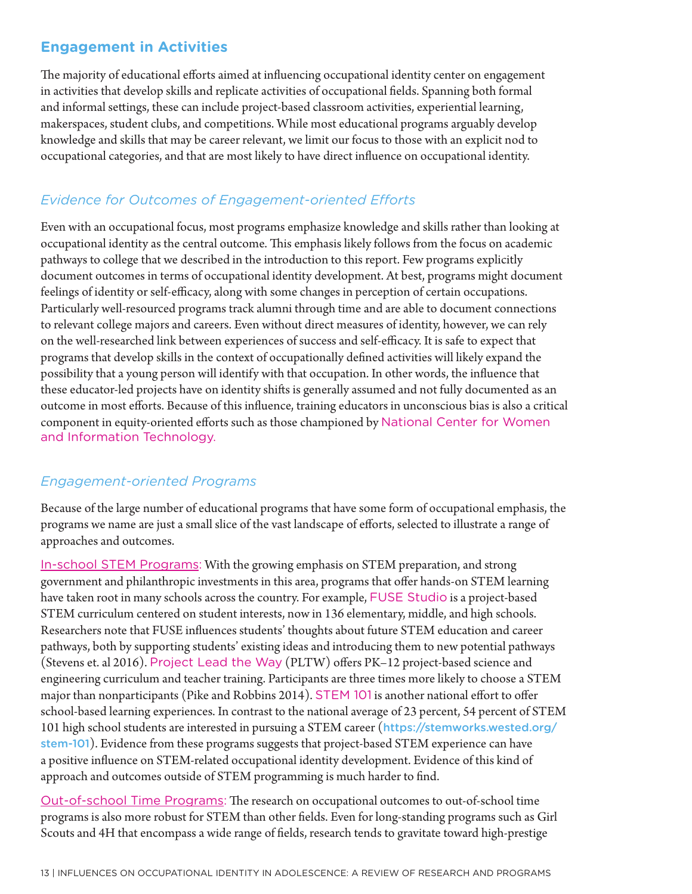## Engagement in Activities

The majority of educational efforts aimed at influencing occupational identity center on engagement in activities that develop skills and replicate activities of occupational fields. Spanning both formal and informal settings, these can include project-based classroom activities, experiential learning, makerspaces, student clubs, and competitions. While most educational programs arguably develop knowledge and skills that may be career relevant, we limit our focus to those with an explicit nod to occupational categories, and that are most likely to have direct influence on occupational identity.

### *Evidence for Outcomes of Engagement-oriented Efforts*

Even with an occupational focus, most programs emphasize knowledge and skills rather than looking at occupational identity as the central outcome. This emphasis likely follows from the focus on academic pathways to college that we described in the introduction to this report. Few programs explicitly document outcomes in terms of occupational identity development. At best, programs might document feelings of identity or self-efficacy, along with some changes in perception of certain occupations. Particularly well-resourced programs track alumni through time and are able to document connections to relevant college majors and careers. Even without direct measures of identity, however, we can rely on the well-researched link between experiences of success and self-efficacy. It is safe to expect that programs that develop skills in the context of occupationally defined activities will likely expand the possibility that a young person will identify with that occupation. In other words, the influence that these educator-led projects have on identity shifts is generally assumed and not fully documented as an outcome in most efforts. Because of this influence, training educators in unconscious bias is also a critical component in equity-oriented efforts such as those championed by National Center for Women and Information Technology.

### *Engagement-oriented Programs*

Because of the large number of educational programs that have some form of occupational emphasis, the programs we name are just a small slice of the vast landscape of efforts, selected to illustrate a range of approaches and outcomes.

In-school STEM Programs: With the growing emphasis on STEM preparation, and strong government and philanthropic investments in this area, programs that offer hands-on STEM learning have taken root in many schools across the country. For example, FUSE Studio is a project-based STEM curriculum centered on student interests, now in 136 elementary, middle, and high schools. Researchers note that FUSE influences students' thoughts about future STEM education and career pathways, both by supporting students' existing ideas and introducing them to new potential pathways (Stevens et. al 2016). Project Lead the Way (PLTW) offers PK–12 project-based science and engineering curriculum and teacher training. Participants are three times more likely to choose a STEM major than nonparticipants (Pike and Robbins 2014). STEM 101 is another national effort to offer school-based learning experiences. In contrast to the national average of 23 percent, 54 percent of STEM 101 high school students are interested in pursuing a STEM career (https://stemworks.wested.org/stem-101). Evidence from these programs suggests that project-based STEM experience can have a positive influence on STEM-related occupational identity development. Evidence of this kind of approach and outcomes outside of STEM programming is much harder to find.

Out-of-school Time Programs: The research on occupational outcomes to out-of-school time programs is also more robust for STEM than other fields. Even for long-standing programs such as Girl Scouts and 4H that encompass a wide range of fields, research tends to gravitate toward high-prestige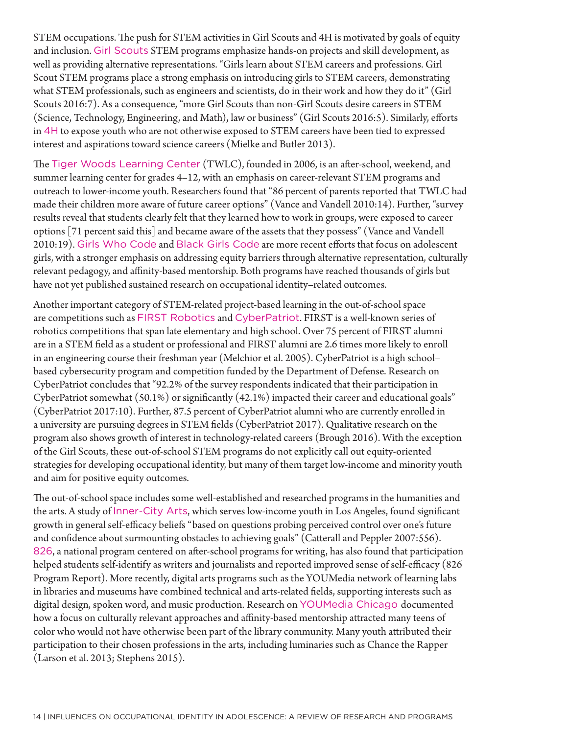STEM occupations. The push for STEM activities in Girl Scouts and 4H is motivated by goals of equity and inclusion. Girl Scouts STEM programs emphasize hands-on projects and skill development, as well as providing alternative representations. "Girls learn about STEM careers and professions. Girl Scout STEM programs place a strong emphasis on introducing girls to STEM careers, demonstrating what STEM professionals, such as engineers and scientists, do in their work and how they do it" (Girl Scouts 2016:7). As a consequence, "more Girl Scouts than non-Girl Scouts desire careers in STEM (Science, Technology, Engineering, and Math), law or business" (Girl Scouts 2016:5). Similarly, efforts in 4H to expose youth who are not otherwise exposed to STEM careers have been tied to expressed interest and aspirations toward science careers (Mielke and Butler 2013).

The Tiger Woods Learning Center (TWLC), founded in 2006, is an after-school, weekend, and summer learning center for grades 4–12, with an emphasis on career-relevant STEM programs and outreach to lower-income youth. Researchers found that "86 percent of parents reported that TWLC had made their children more aware of future career options" (Vance and Vandell 2010:14). Further, "survey results reveal that students clearly felt that they learned how to work in groups, were exposed to career options [71 percent said this] and became aware of the assets that they possess" (Vance and Vandell 2010:19). Girls Who Code and Black Girls Code are more recent efforts that focus on adolescent girls, with a stronger emphasis on addressing equity barriers through alternative representation, culturally relevant pedagogy, and affinity-based mentorship. Both programs have reached thousands of girls but have not yet published sustained research on occupational identity–related outcomes.

Another important category of STEM-related project-based learning in the out-of-school space are competitions such as FIRST Robotics and CyberPatriot. FIRST is a well-known series of robotics competitions that span late elementary and high school. Over 75 percent of FIRST alumni are in a STEM field as a student or professional and FIRST alumni are 2.6 times more likely to enroll in an engineering course their freshman year (Melchior et al. 2005). CyberPatriot is a high school–based cybersecurity program and competition funded by the Department of Defense. Research on CyberPatriot concludes that "92.2% of the survey respondents indicated that their participation in CyberPatriot somewhat (50.1%) or significantly (42.1%) impacted their career and educational goals" (CyberPatriot 2017:10). Further, 87.5 percent of CyberPatriot alumni who are currently enrolled in a university are pursuing degrees in STEM fields (CyberPatriot 2017). Qualitative research on the program also shows growth of interest in technology-related careers (Brough 2016). With the exception of the Girl Scouts, these out-of-school STEM programs do not explicitly call out equity-oriented strategies for developing occupational identity, but many of them target low-income and minority youth and aim for positive equity outcomes.

The out-of-school space includes some well-established and researched programs in the humanities and the arts. A study of Inner-City Arts, which serves low-income youth in Los Angeles, found significant growth in general self-efficacy beliefs "based on questions probing perceived control over one's future and confidence about surmounting obstacles to achieving goals" (Catterall and Peppler 2007:556). 826, a national program centered on after-school programs for writing, has also found that participation helped students self-identify as writers and journalists and reported improved sense of self-efficacy (826 Program Report). More recently, digital arts programs such as the YOUMedia network of learning labs in libraries and museums have combined technical and arts-related fields, supporting interests such as digital design, spoken word, and music production. Research on YOUMedia Chicago documented how a focus on culturally relevant approaches and affinity-based mentorship attracted many teens of color who would not have otherwise been part of the library community. Many youth attributed their participation to their chosen professions in the arts, including luminaries such as Chance the Rapper (Larson et al. 2013; Stephens 2015).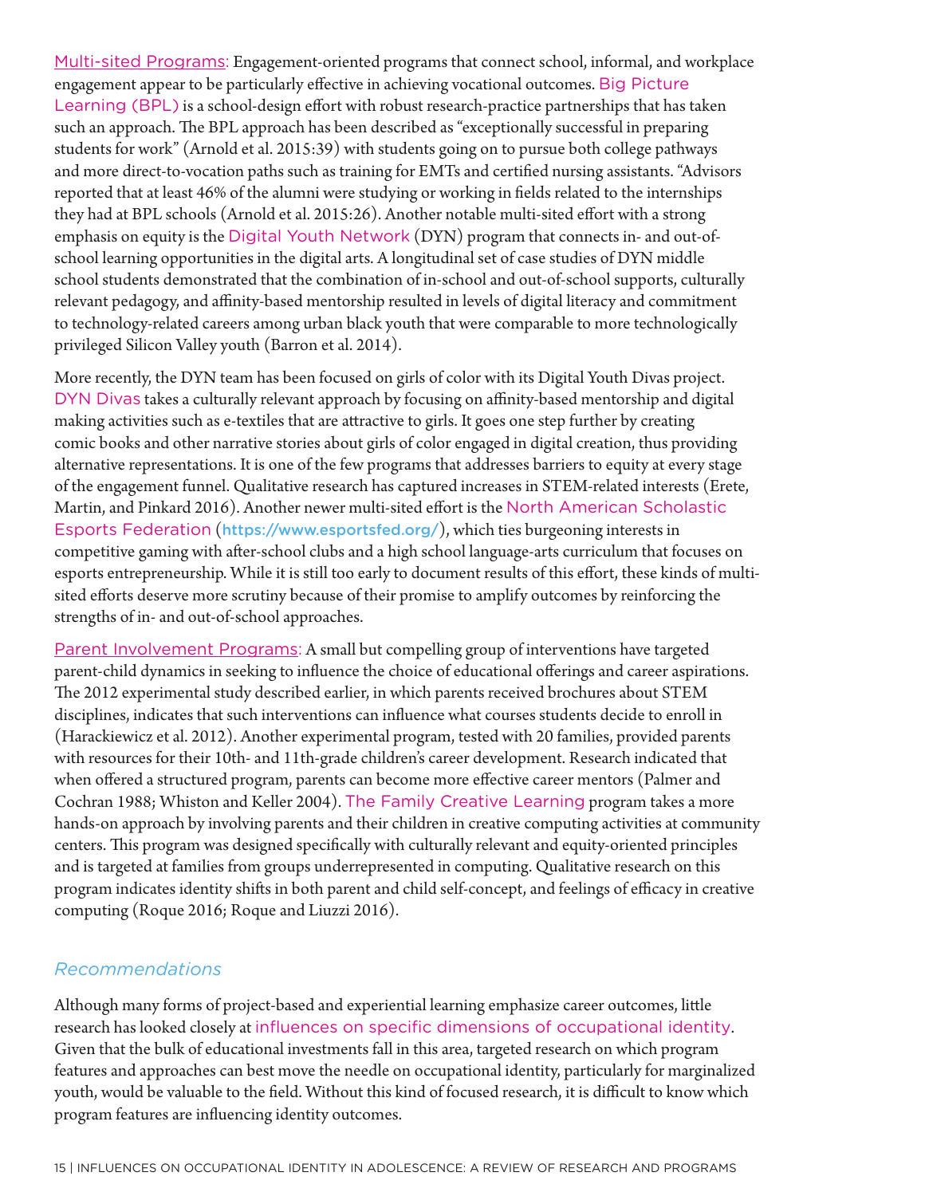Multi-sited Programs: Engagement-oriented programs that connect school, informal, and workplace engagement appear to be particularly effective in achieving vocational outcomes. Big Picture Learning (BPL) is a school-design effort with robust research-practice partnerships that has taken such an approach. The BPL approach has been described as "exceptionally successful in preparing students for work" (Arnold et al. 2015:39) with students going on to pursue both college pathways and more direct-to-vocation paths such as training for EMTs and certified nursing assistants. "Advisors reported that at least 46% of the alumni were studying or working in fields related to the internships they had at BPL schools (Arnold et al. 2015:26). Another notable multi-sited effort with a strong emphasis on equity is the Digital Youth Network (DYN) program that connects in- and out-of-school learning opportunities in the digital arts. A longitudinal set of case studies of DYN middle school students demonstrated that the combination of in-school and out-of-school supports, culturally relevant pedagogy, and affinity-based mentorship resulted in levels of digital literacy and commitment to technology-related careers among urban black youth that were comparable to more technologically privileged Silicon Valley youth (Barron et al. 2014).

More recently, the DYN team has been focused on girls of color with its Digital Youth Divas project. DYN Divas takes a culturally relevant approach by focusing on affinity-based mentorship and digital making activities such as e-textiles that are attractive to girls. It goes one step further by creating comic books and other narrative stories about girls of color engaged in digital creation, thus providing alternative representations. It is one of the few programs that addresses barriers to equity at every stage of the engagement funnel. Qualitative research has captured increases in STEM-related interests (Erete, Martin, and Pinkard 2016). Another newer multi-sited effort is the North American Scholastic Esports Federation (https://www.esportsfed.org/), which ties burgeoning interests in competitive gaming with after-school clubs and a high school language-arts curriculum that focuses on esports entrepreneurship. While it is still too early to document results of this effort, these kinds of multi-sited efforts deserve more scrutiny because of their promise to amplify outcomes by reinforcing the strengths of in- and out-of-school approaches.

Parent Involvement Programs: A small but compelling group of interventions have targeted parent-child dynamics in seeking to influence the choice of educational offerings and career aspirations. The 2012 experimental study described earlier, in which parents received brochures about STEM disciplines, indicates that such interventions can influence what courses students decide to enroll in (Harackiewicz et al. 2012). Another experimental program, tested with 20 families, provided parents with resources for their 10th- and 11th-grade children's career development. Research indicated that when offered a structured program, parents can become more effective career mentors (Palmer and Cochran 1988; Whiston and Keller 2004). The Family Creative Learning program takes a more hands-on approach by involving parents and their children in creative computing activities at community centers. This program was designed specifically with culturally relevant and equity-oriented principles and is targeted at families from groups underrepresented in computing. Qualitative research on this program indicates identity shifts in both parent and child self-concept, and feelings of efficacy in creative computing (Roque 2016; Roque and Liuzzi 2016).

### *Recommendations*

Although many forms of project-based and experiential learning emphasize career outcomes, little research has looked closely at influences on specific dimensions of occupational identity. Given that the bulk of educational investments fall in this area, targeted research on which program features and approaches can best move the needle on occupational identity, particularly for marginalized youth, would be valuable to the field. Without this kind of focused research, it is difficult to know which program features are influencing identity outcomes.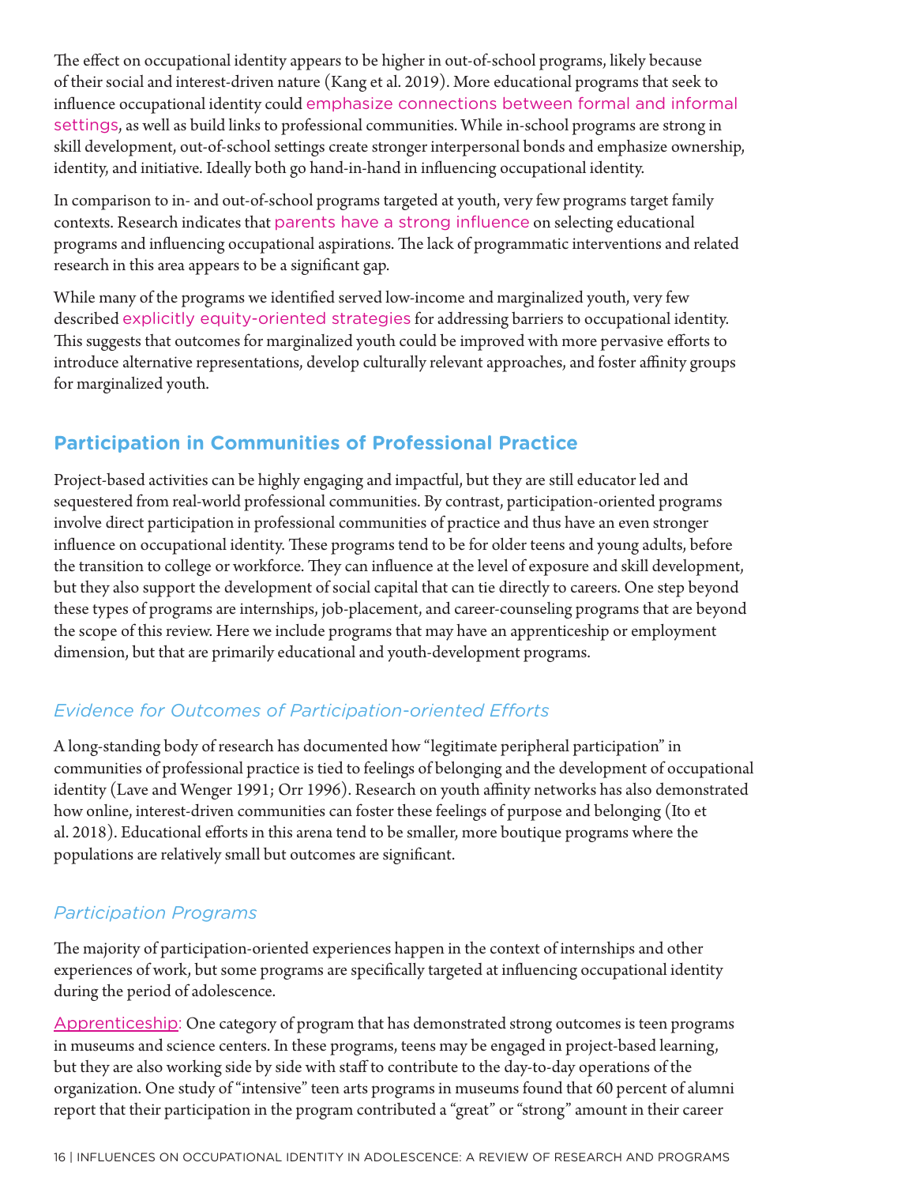The effect on occupational identity appears to be higher in out-of-school programs, likely because of their social and interest-driven nature (Kang et al. 2019). More educational programs that seek to influence occupational identity could emphasize connections between formal and informal settings, as well as build links to professional communities. While in-school programs are strong in skill development, out-of-school settings create stronger interpersonal bonds and emphasize ownership, identity, and initiative. Ideally both go hand-in-hand in influencing occupational identity.

In comparison to in- and out-of-school programs targeted at youth, very few programs target family contexts. Research indicates that parents have a strong influence on selecting educational programs and influencing occupational aspirations. The lack of programmatic interventions and related research in this area appears to be a significant gap.

While many of the programs we identified served low-income and marginalized youth, very few described explicitly equity-oriented strategies for addressing barriers to occupational identity. This suggests that outcomes for marginalized youth could be improved with more pervasive efforts to introduce alternative representations, develop culturally relevant approaches, and foster affinity groups for marginalized youth.

## Participation in Communities of Professional Practice

Project-based activities can be highly engaging and impactful, but they are still educator led and sequestered from real-world professional communities. By contrast, participation-oriented programs involve direct participation in professional communities of practice and thus have an even stronger influence on occupational identity. These programs tend to be for older teens and young adults, before the transition to college or workforce. They can influence at the level of exposure and skill development, but they also support the development of social capital that can tie directly to careers. One step beyond these types of programs are internships, job-placement, and career-counseling programs that are beyond the scope of this review. Here we include programs that may have an apprenticeship or employment dimension, but that are primarily educational and youth-development programs.

### *Evidence for Outcomes of Participation-oriented Efforts*

A long-standing body of research has documented how "legitimate peripheral participation" in communities of professional practice is tied to feelings of belonging and the development of occupational identity (Lave and Wenger 1991; Orr 1996). Research on youth affinity networks has also demonstrated how online, interest-driven communities can foster these feelings of purpose and belonging (Ito et al. 2018). Educational efforts in this arena tend to be smaller, more boutique programs where the populations are relatively small but outcomes are significant.

### *Participation Programs*

The majority of participation-oriented experiences happen in the context of internships and other experiences of work, but some programs are specifically targeted at influencing occupational identity during the period of adolescence.

Apprenticeship: One category of program that has demonstrated strong outcomes is teen programs in museums and science centers. In these programs, teens may be engaged in project-based learning, but they are also working side by side with staff to contribute to the day-to-day operations of the organization. One study of "intensive" teen arts programs in museums found that 60 percent of alumni report that their participation in the program contributed a "great" or "strong" amount in their career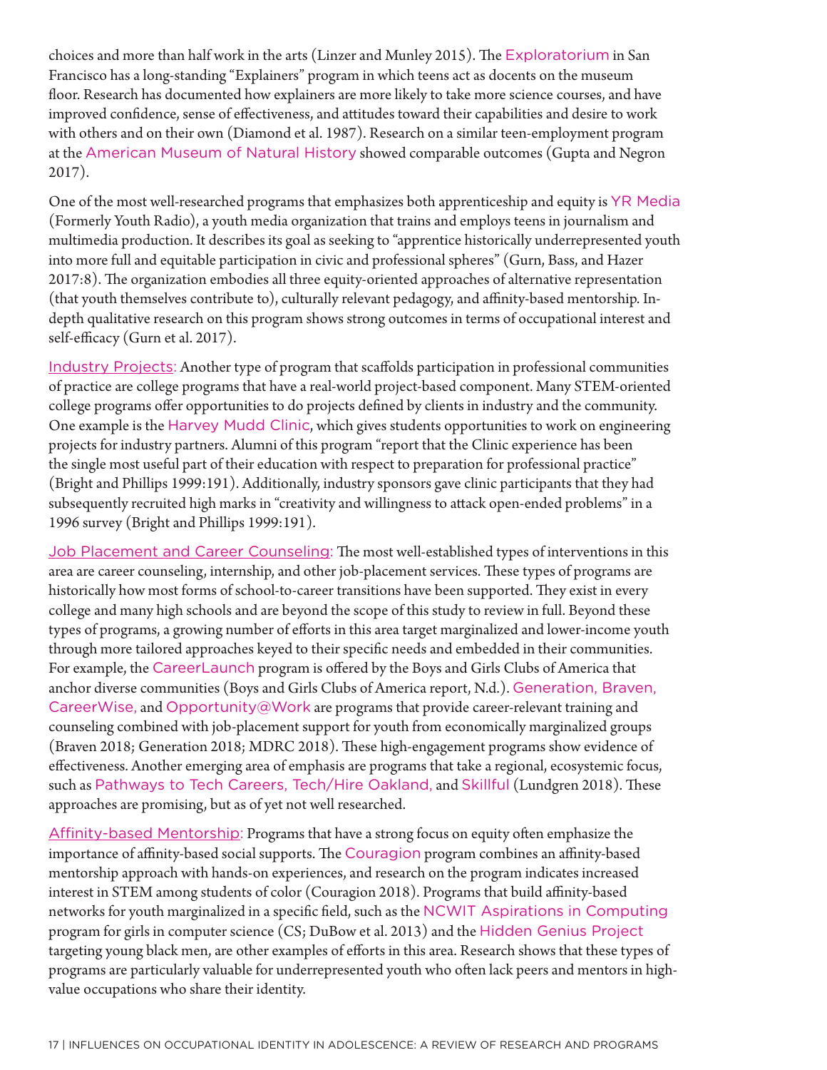choices and more than half work in the arts (Linzer and Munley 2015). The Exploratorium in San Francisco has a long-standing "Explainers" program in which teens act as docents on the museum floor. Research has documented how explainers are more likely to take more science courses, and have improved confidence, sense of effectiveness, and attitudes toward their capabilities and desire to work with others and on their own (Diamond et al. 1987). Research on a similar teen-employment program at the American Museum of Natural History showed comparable outcomes (Gupta and Negron 2017).

One of the most well-researched programs that emphasizes both apprenticeship and equity is YR Media (Formerly Youth Radio), a youth media organization that trains and employs teens in journalism and multimedia production. It describes its goal as seeking to "apprentice historically underrepresented youth into more full and equitable participation in civic and professional spheres" (Gurn, Bass, and Hazer 2017:8). The organization embodies all three equity-oriented approaches of alternative representation (that youth themselves contribute to), culturally relevant pedagogy, and affinity-based mentorship. In-depth qualitative research on this program shows strong outcomes in terms of occupational interest and self-efficacy (Gurn et al. 2017).

Industry Projects: Another type of program that scaffolds participation in professional communities of practice are college programs that have a real-world project-based component. Many STEM-oriented college programs offer opportunities to do projects defined by clients in industry and the community. One example is the Harvey Mudd Clinic, which gives students opportunities to work on engineering projects for industry partners. Alumni of this program "report that the Clinic experience has been the single most useful part of their education with respect to preparation for professional practice" (Bright and Phillips 1999:191). Additionally, industry sponsors gave clinic participants that they had subsequently recruited high marks in "creativity and willingness to attack open-ended problems" in a 1996 survey (Bright and Phillips 1999:191).

Job Placement and Career Counseling: The most well-established types of interventions in this area are career counseling, internship, and other job-placement services. These types of programs are historically how most forms of school-to-career transitions have been supported. They exist in every college and many high schools and are beyond the scope of this study to review in full. Beyond these types of programs, a growing number of efforts in this area target marginalized and lower-income youth through more tailored approaches keyed to their specific needs and embedded in their communities. For example, the CareerLaunch program is offered by the Boys and Girls Clubs of America that anchor diverse communities (Boys and Girls Clubs of America report, N.d.). Generation, Braven, CareerWise, and Opportunity@Work are programs that provide career-relevant training and counseling combined with job-placement support for youth from economically marginalized groups (Braven 2018; Generation 2018; MDRC 2018). These high-engagement programs show evidence of effectiveness. Another emerging area of emphasis are programs that take a regional, ecosystemic focus, such as Pathways to Tech Careers, Tech/Hire Oakland, and Skillful (Lundgren 2018). These approaches are promising, but as of yet not well researched.

Affinity-based Mentorship: Programs that have a strong focus on equity often emphasize the importance of affinity-based social supports. The Couragion program combines an affinity-based mentorship approach with hands-on experiences, and research on the program indicates increased interest in STEM among students of color (Couragion 2018). Programs that build affinity-based networks for youth marginalized in a specific field, such as the NCWIT Aspirations in Computing program for girls in computer science (CS; DuBow et al. 2013) and the Hidden Genius Project targeting young black men, are other examples of efforts in this area. Research shows that these types of programs are particularly valuable for underrepresented youth who often lack peers and mentors in high-value occupations who share their identity.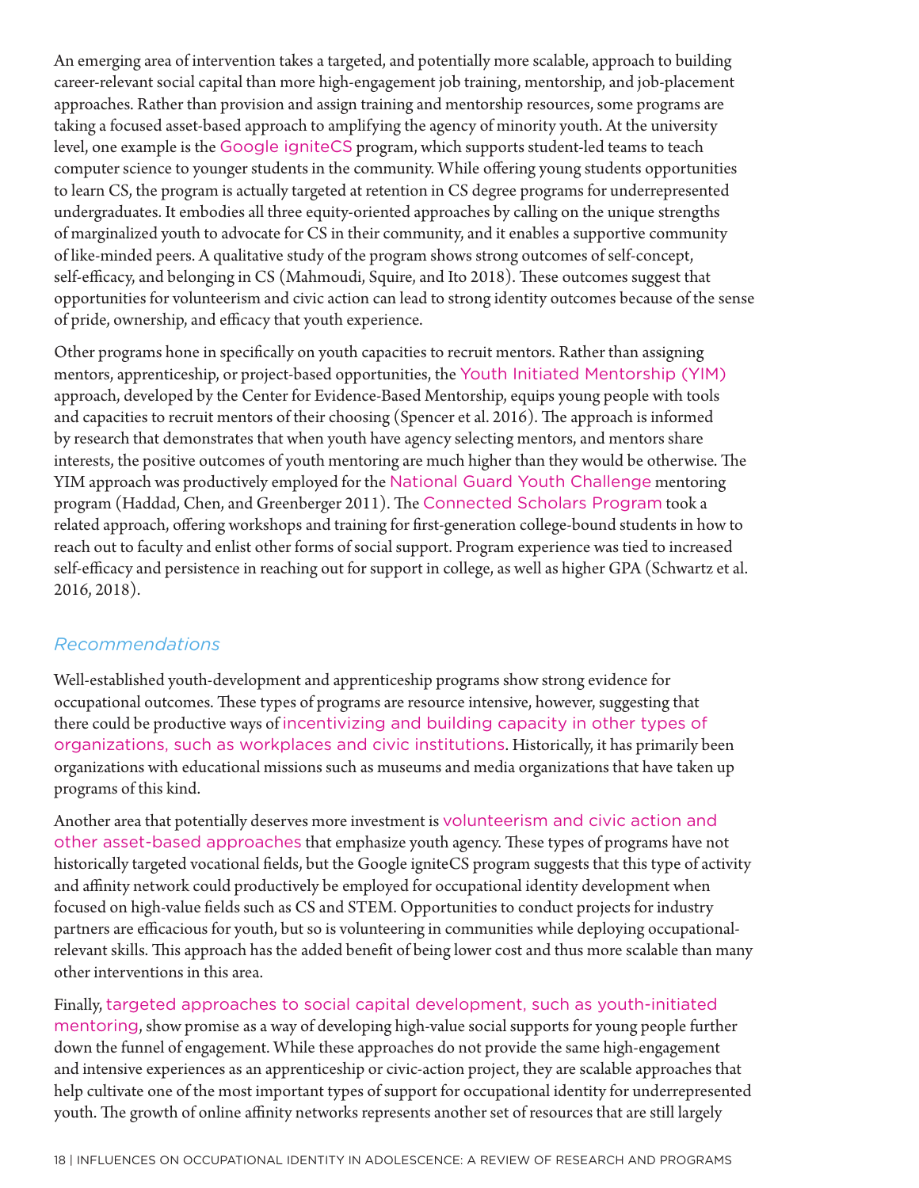An emerging area of intervention takes a targeted, and potentially more scalable, approach to building career-relevant social capital than more high-engagement job training, mentorship, and job-placement approaches. Rather than provision and assign training and mentorship resources, some programs are taking a focused asset-based approach to amplifying the agency of minority youth. At the university level, one example is the Google igniteCS program, which supports student-led teams to teach computer science to younger students in the community. While offering young students opportunities to learn CS, the program is actually targeted at retention in CS degree programs for underrepresented undergraduates. It embodies all three equity-oriented approaches by calling on the unique strengths of marginalized youth to advocate for CS in their community, and it enables a supportive community of like-minded peers. A qualitative study of the program shows strong outcomes of self-concept, self-efficacy, and belonging in CS (Mahmoudi, Squire, and Ito 2018). These outcomes suggest that opportunities for volunteerism and civic action can lead to strong identity outcomes because of the sense of pride, ownership, and efficacy that youth experience.

Other programs hone in specifically on youth capacities to recruit mentors. Rather than assigning mentors, apprenticeship, or project-based opportunities, the Youth Initiated Mentorship (YIM) approach, developed by the Center for Evidence-Based Mentorship, equips young people with tools and capacities to recruit mentors of their choosing (Spencer et al. 2016). The approach is informed by research that demonstrates that when youth have agency selecting mentors, and mentors share interests, the positive outcomes of youth mentoring are much higher than they would be otherwise. The YIM approach was productively employed for the National Guard Youth Challenge mentoring program (Haddad, Chen, and Greenberger 2011). The Connected Scholars Program took a related approach, offering workshops and training for first-generation college-bound students in how to reach out to faculty and enlist other forms of social support. Program experience was tied to increased self-efficacy and persistence in reaching out for support in college, as well as higher GPA (Schwartz et al. 2016, 2018).

### *Recommendations*

Well-established youth-development and apprenticeship programs show strong evidence for occupational outcomes. These types of programs are resource intensive, however, suggesting that there could be productive ways of incentivizing and building capacity in other types of organizations, such as workplaces and civic institutions. Historically, it has primarily been organizations with educational missions such as museums and media organizations that have taken up programs of this kind.

Another area that potentially deserves more investment is volunteerism and civic action and other asset-based approaches that emphasize youth agency. These types of programs have not historically targeted vocational fields, but the Google igniteCS program suggests that this type of activity and affinity network could productively be employed for occupational identity development when focused on high-value fields such as CS and STEM. Opportunities to conduct projects for industry partners are efficacious for youth, but so is volunteering in communities while deploying occupational-relevant skills. This approach has the added benefit of being lower cost and thus more scalable than many other interventions in this area.

Finally, targeted approaches to social capital development, such as youth-initiated mentoring, show promise as a way of developing high-value social supports for young people further down the funnel of engagement. While these approaches do not provide the same high-engagement and intensive experiences as an apprenticeship or civic-action project, they are scalable approaches that help cultivate one of the most important types of support for occupational identity for underrepresented youth. The growth of online affinity networks represents another set of resources that are still largely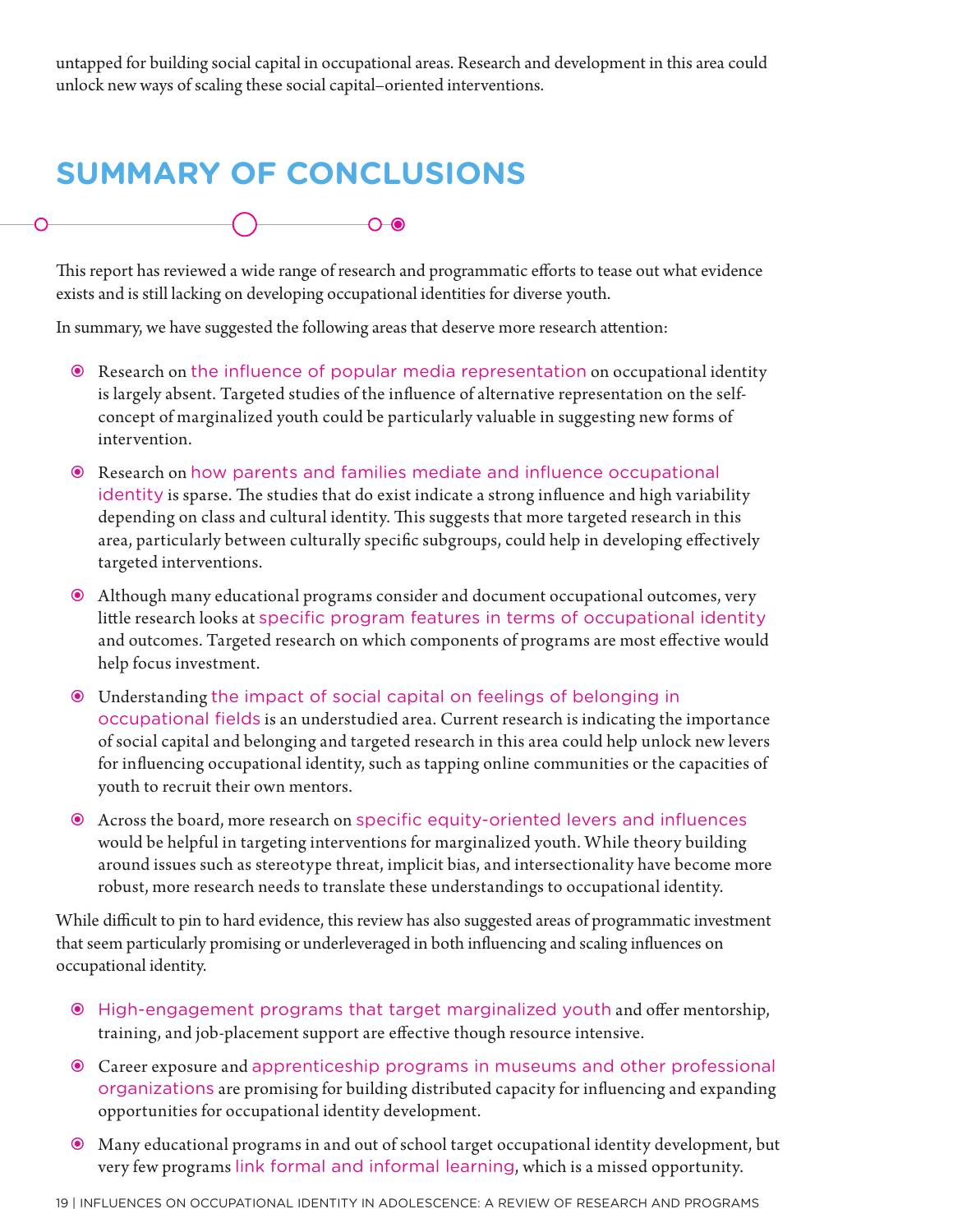untapped for building social capital in occupational areas. Research and development in this area could unlock new ways of scaling these social capital–oriented interventions.

## SUMMARY OF CONCLUSIONS

This report has reviewed a wide range of research and programmatic efforts to tease out what evidence exists and is still lacking on developing occupational identities for diverse youth.

In summary, we have suggested the following areas that deserve more research attention:

- Research on the influence of popular media representation on occupational identity is largely absent. Targeted studies of the influence of alternative representation on the self-concept of marginalized youth could be particularly valuable in suggesting new forms of intervention.
- Research on how parents and families mediate and influence occupational identity is sparse. The studies that do exist indicate a strong influence and high variability depending on class and cultural identity. This suggests that more targeted research in this area, particularly between culturally specific subgroups, could help in developing effectively targeted interventions.
- Although many educational programs consider and document occupational outcomes, very little research looks at specific program features in terms of occupational identity and outcomes. Targeted research on which components of programs are most effective would help focus investment.
- Understanding the impact of social capital on feelings of belonging in occupational fields is an understudied area. Current research is indicating the importance of social capital and belonging and targeted research in this area could help unlock new levers for influencing occupational identity, such as tapping online communities or the capacities of youth to recruit their own mentors.
- Across the board, more research on specific equity-oriented levers and influences would be helpful in targeting interventions for marginalized youth. While theory building around issues such as stereotype threat, implicit bias, and intersectionality have become more robust, more research needs to translate these understandings to occupational identity.

While difficult to pin to hard evidence, this review has also suggested areas of programmatic investment that seem particularly promising or underleveraged in both influencing and scaling influences on occupational identity.

- High-engagement programs that target marginalized youth and offer mentorship, training, and job-placement support are effective though resource intensive.
- Career exposure and apprenticeship programs in museums and other professional organizations are promising for building distributed capacity for influencing and expanding opportunities for occupational identity development.
- Many educational programs in and out of school target occupational identity development, but very few programs link formal and informal learning, which is a missed opportunity.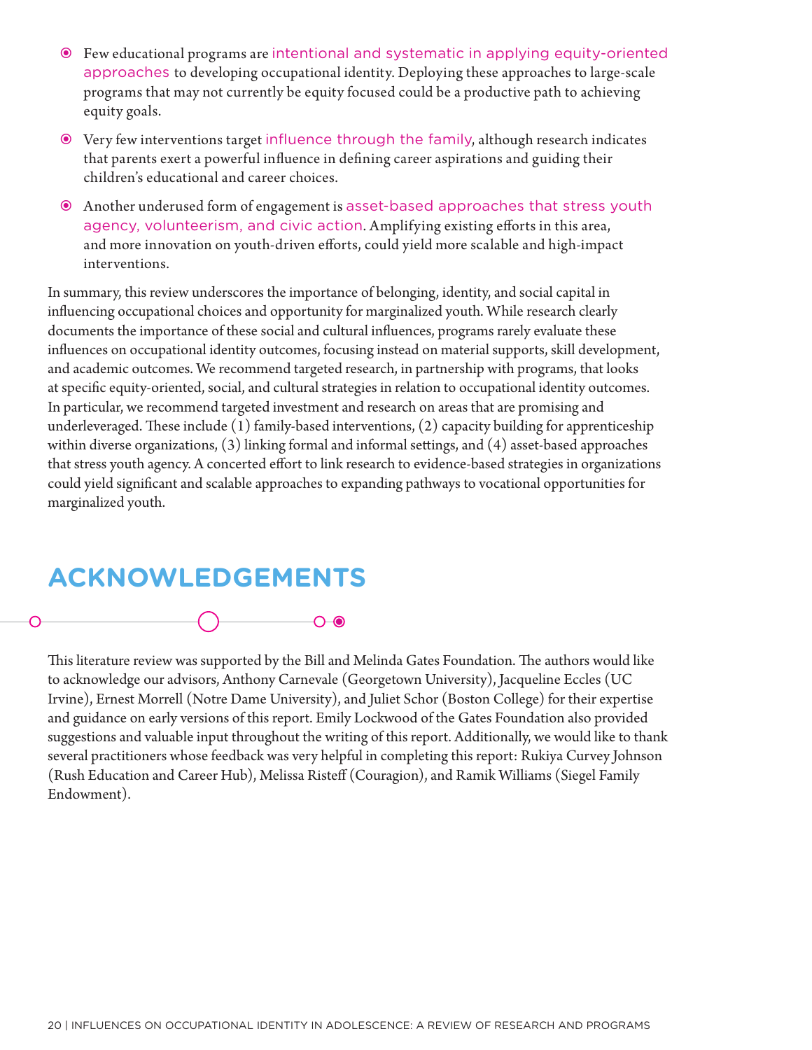- Few educational programs are intentional and systematic in applying equity-oriented approaches to developing occupational identity. Deploying these approaches to large-scale programs that may not currently be equity focused could be a productive path to achieving equity goals.
- Very few interventions target influence through the family, although research indicates that parents exert a powerful influence in defining career aspirations and guiding their children's educational and career choices.
- Another underused form of engagement is asset-based approaches that stress youth agency, volunteerism, and civic action. Amplifying existing efforts in this area, and more innovation on youth-driven efforts, could yield more scalable and high-impact interventions.

In summary, this review underscores the importance of belonging, identity, and social capital in influencing occupational choices and opportunity for marginalized youth. While research clearly documents the importance of these social and cultural influences, programs rarely evaluate these influences on occupational identity outcomes, focusing instead on material supports, skill development, and academic outcomes. We recommend targeted research, in partnership with programs, that looks at specific equity-oriented, social, and cultural strategies in relation to occupational identity outcomes. In particular, we recommend targeted investment and research on areas that are promising and underleveraged. These include (1) family-based interventions, (2) capacity building for apprenticeship within diverse organizations, (3) linking formal and informal settings, and (4) asset-based approaches that stress youth agency. A concerted effort to link research to evidence-based strategies in organizations could yield significant and scalable approaches to expanding pathways to vocational opportunities for marginalized youth.

## ACKNOWLEDGEMENTS

This literature review was supported by the Bill and Melinda Gates Foundation. The authors would like to acknowledge our advisors, Anthony Carnevale (Georgetown University), Jacqueline Eccles (UC Irvine), Ernest Morrell (Notre Dame University), and Juliet Schor (Boston College) for their expertise and guidance on early versions of this report. Emily Lockwood of the Gates Foundation also provided suggestions and valuable input throughout the writing of this report. Additionally, we would like to thank several practitioners whose feedback was very helpful in completing this report: Rukiya Curvey Johnson (Rush Education and Career Hub), Melissa Risteff (Couragion), and Ramik Williams (Siegel Family Endowment).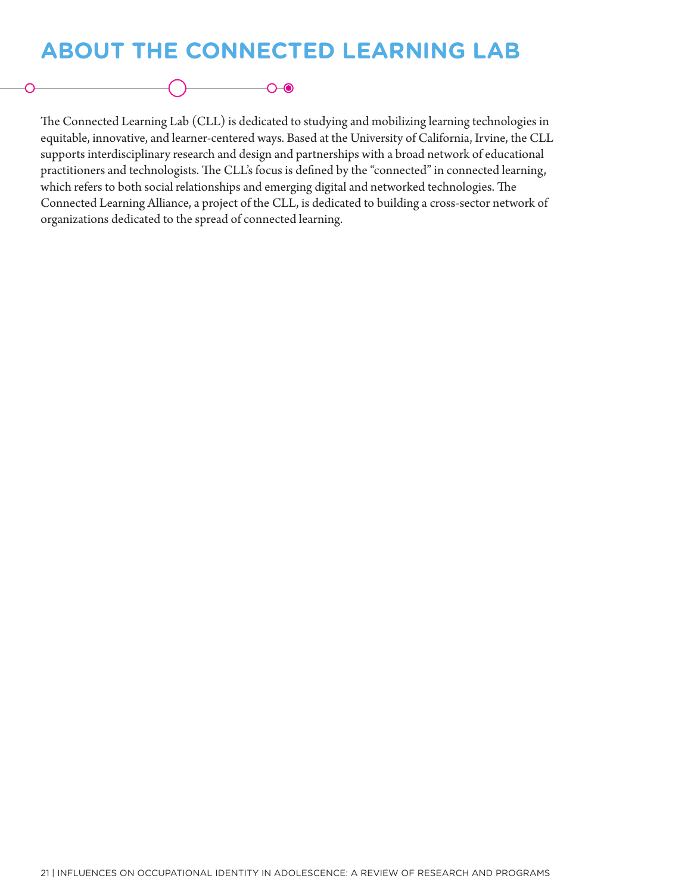# ABOUT THE CONNECTED LEARNING LAB

The Connected Learning Lab (CLL) is dedicated to studying and mobilizing learning technologies in equitable, innovative, and learner-centered ways. Based at the University of California, Irvine, the CLL supports interdisciplinary research and design and partnerships with a broad network of educational practitioners and technologists. The CLL's focus is defined by the "connected" in connected learning, which refers to both social relationships and emerging digital and networked technologies. The Connected Learning Alliance, a project of the CLL, is dedicated to building a cross-sector network of organizations dedicated to the spread of connected learning.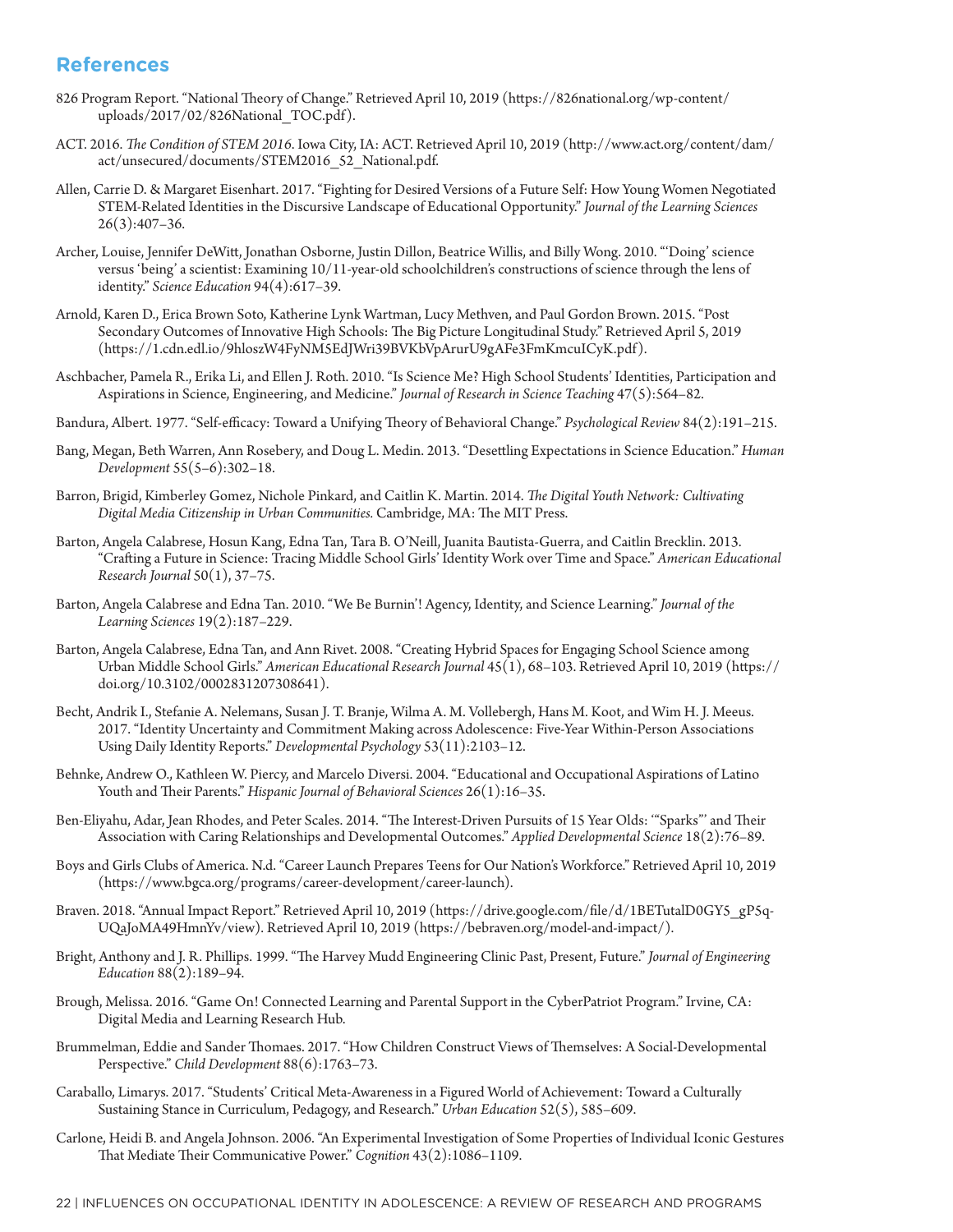## References

826 Program Report. "National Theory of Change." Retrieved April 10, 2019 (https://826national.org/wp-content/uploads/2017/02/826National_TOC.pdf).

ACT. 2016. *The Condition of STEM 2016*. Iowa City, IA: ACT. Retrieved April 10, 2019 (http://www.act.org/content/dam/act/unsecured/documents/STEM2016_52_National.pdf.

Allen, Carrie D. & Margaret Eisenhart. 2017. "Fighting for Desired Versions of a Future Self: How Young Women Negotiated STEM-Related Identities in the Discursive Landscape of Educational Opportunity." *Journal of the Learning Sciences* 26(3):407–36.

Archer, Louise, Jennifer DeWitt, Jonathan Osborne, Justin Dillon, Beatrice Willis, and Billy Wong. 2010. "'Doing' science versus 'being' a scientist: Examining 10/11-year-old schoolchildren's constructions of science through the lens of identity." *Science Education* 94(4):617–39.

Arnold, Karen D., Erica Brown Soto, Katherine Lynk Wartman, Lucy Methven, and Paul Gordon Brown. 2015. "Post Secondary Outcomes of Innovative High Schools: The Big Picture Longitudinal Study." Retrieved April 5, 2019 (https://1.cdn.edl.io/9hloszW4FyNM5EdJWri39BVKbVpArurU9gAFe3FmKmcuICyK.pdf).

Aschbacher, Pamela R., Erika Li, and Ellen J. Roth. 2010. "Is Science Me? High School Students' Identities, Participation and Aspirations in Science, Engineering, and Medicine." *Journal of Research in Science Teaching* 47(5):564–82.

Bandura, Albert. 1977. "Self-efficacy: Toward a Unifying Theory of Behavioral Change." *Psychological Review* 84(2):191–215.

Bang, Megan, Beth Warren, Ann Rosebery, and Doug L. Medin. 2013. "Desettling Expectations in Science Education." *Human Development* 55(5–6):302–18.

Barron, Brigid, Kimberley Gomez, Nichole Pinkard, and Caitlin K. Martin. 2014. *The Digital Youth Network: Cultivating Digital Media Citizenship in Urban Communities.* Cambridge, MA: The MIT Press.

Barton, Angela Calabrese, Hosun Kang, Edna Tan, Tara B. O'Neill, Juanita Bautista-Guerra, and Caitlin Brecklin. 2013. "Crafting a Future in Science: Tracing Middle School Girls' Identity Work over Time and Space." *American Educational Research Journal* 50(1), 37–75.

Barton, Angela Calabrese and Edna Tan. 2010. "We Be Burnin'! Agency, Identity, and Science Learning." *Journal of the Learning Sciences* 19(2):187–229.

Barton, Angela Calabrese, Edna Tan, and Ann Rivet. 2008. "Creating Hybrid Spaces for Engaging School Science among Urban Middle School Girls." *American Educational Research Journal* 45(1), 68–103. Retrieved April 10, 2019 (https://doi.org/10.3102/0002831207308641).

Becht, Andrik I., Stefanie A. Nelemans, Susan J. T. Branje, Wilma A. M. Vollebergh, Hans M. Koot, and Wim H. J. Meeus. 2017. "Identity Uncertainty and Commitment Making across Adolescence: Five-Year Within-Person Associations Using Daily Identity Reports." *Developmental Psychology* 53(11):2103–12.

Behnke, Andrew O., Kathleen W. Piercy, and Marcelo Diversi. 2004. "Educational and Occupational Aspirations of Latino Youth and Their Parents." *Hispanic Journal of Behavioral Sciences* 26(1):16–35.

Ben-Eliyahu, Adar, Jean Rhodes, and Peter Scales. 2014. "The Interest-Driven Pursuits of 15 Year Olds: '"Sparks"' and Their Association with Caring Relationships and Developmental Outcomes." *Applied Developmental Science* 18(2):76–89.

Boys and Girls Clubs of America. N.d. "Career Launch Prepares Teens for Our Nation's Workforce." Retrieved April 10, 2019 (https://www.bgca.org/programs/career-development/career-launch).

Braven. 2018. "Annual Impact Report." Retrieved April 10, 2019 (https://drive.google.com/file/d/1BETutalD0GY5_gP5q-UQaJoMA49HmnYv/view). Retrieved April 10, 2019 (https://bebraven.org/model-and-impact/).

Bright, Anthony and J. R. Phillips. 1999. "The Harvey Mudd Engineering Clinic Past, Present, Future." *Journal of Engineering Education* 88(2):189–94.

Brough, Melissa. 2016. "Game On! Connected Learning and Parental Support in the CyberPatriot Program." Irvine, CA: Digital Media and Learning Research Hub.

Brummelman, Eddie and Sander Thomaes. 2017. "How Children Construct Views of Themselves: A Social-Developmental Perspective." *Child Development* 88(6):1763–73.

Caraballo, Limarys. 2017. "Students' Critical Meta-Awareness in a Figured World of Achievement: Toward a Culturally Sustaining Stance in Curriculum, Pedagogy, and Research." *Urban Education* 52(5), 585–609.

Carlone, Heidi B. and Angela Johnson. 2006. "An Experimental Investigation of Some Properties of Individual Iconic Gestures That Mediate Their Communicative Power." *Cognition* 43(2):1086–1109.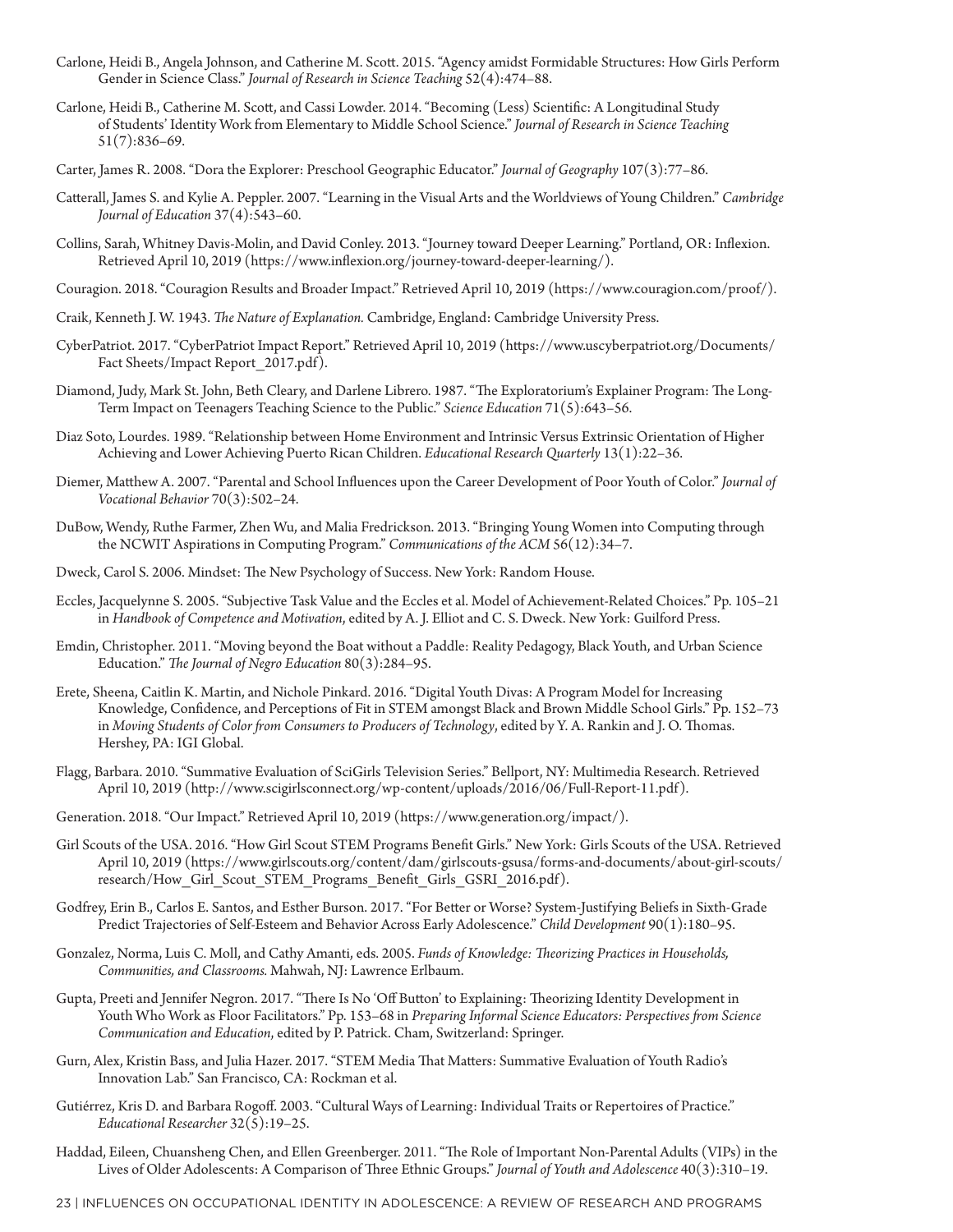Carlone, Heidi B., Angela Johnson, and Catherine M. Scott. 2015. "Agency amidst Formidable Structures: How Girls Perform Gender in Science Class." *Journal of Research in Science Teaching* 52(4):474–88.

Carlone, Heidi B., Catherine M. Scott, and Cassi Lowder. 2014. "Becoming (Less) Scientific: A Longitudinal Study of Students' Identity Work from Elementary to Middle School Science." *Journal of Research in Science Teaching* 51(7):836–69.

Carter, James R. 2008. "Dora the Explorer: Preschool Geographic Educator." *Journal of Geography* 107(3):77–86.

Catterall, James S. and Kylie A. Peppler. 2007. "Learning in the Visual Arts and the Worldviews of Young Children." *Cambridge Journal of Education* 37(4):543–60.

Collins, Sarah, Whitney Davis-Molin, and David Conley. 2013. "Journey toward Deeper Learning." Portland, OR: Inflexion. Retrieved April 10, 2019 (https://www.inflexion.org/journey-toward-deeper-learning/).

Couragion. 2018. "Couragion Results and Broader Impact." Retrieved April 10, 2019 (https://www.couragion.com/proof/).

Craik, Kenneth J. W. 1943. *The Nature of Explanation.* Cambridge, England: Cambridge University Press.

CyberPatriot. 2017. "CyberPatriot Impact Report." Retrieved April 10, 2019 (https://www.uscyberpatriot.org/Documents/Fact Sheets/Impact Report_2017.pdf).

Diamond, Judy, Mark St. John, Beth Cleary, and Darlene Librero. 1987. "The Exploratorium's Explainer Program: The Long-Term Impact on Teenagers Teaching Science to the Public." *Science Education* 71(5):643–56.

Diaz Soto, Lourdes. 1989. "Relationship between Home Environment and Intrinsic Versus Extrinsic Orientation of Higher Achieving and Lower Achieving Puerto Rican Children. *Educational Research Quarterly* 13(1):22–36.

Diemer, Matthew A. 2007. "Parental and School Influences upon the Career Development of Poor Youth of Color." *Journal of Vocational Behavior* 70(3):502–24.

DuBow, Wendy, Ruthe Farmer, Zhen Wu, and Malia Fredrickson. 2013. "Bringing Young Women into Computing through the NCWIT Aspirations in Computing Program." *Communications of the ACM* 56(12):34–7.

Dweck, Carol S. 2006. Mindset: The New Psychology of Success. New York: Random House.

Eccles, Jacquelynne S. 2005. "Subjective Task Value and the Eccles et al. Model of Achievement-Related Choices." Pp. 105–21 in *Handbook of Competence and Motivation*, edited by A. J. Elliot and C. S. Dweck. New York: Guilford Press.

Emdin, Christopher. 2011. "Moving beyond the Boat without a Paddle: Reality Pedagogy, Black Youth, and Urban Science Education." *The Journal of Negro Education* 80(3):284–95.

Erete, Sheena, Caitlin K. Martin, and Nichole Pinkard. 2016. "Digital Youth Divas: A Program Model for Increasing Knowledge, Confidence, and Perceptions of Fit in STEM amongst Black and Brown Middle School Girls." Pp. 152–73 in *Moving Students of Color from Consumers to Producers of Technology*, edited by Y. A. Rankin and J. O. Thomas. Hershey, PA: IGI Global.

Flagg, Barbara. 2010. "Summative Evaluation of SciGirls Television Series." Bellport, NY: Multimedia Research. Retrieved April 10, 2019 (http://www.scigirlsconnect.org/wp-content/uploads/2016/06/Full-Report-11.pdf).

Generation. 2018. "Our Impact." Retrieved April 10, 2019 (https://www.generation.org/impact/).

Girl Scouts of the USA. 2016. "How Girl Scout STEM Programs Benefit Girls." New York: Girls Scouts of the USA. Retrieved April 10, 2019 (https://www.girlscouts.org/content/dam/girlscouts-gsusa/forms-and-documents/about-girl-scouts/research/How_Girl_Scout_STEM_Programs_Benefit_Girls_GSRI_2016.pdf).

Godfrey, Erin B., Carlos E. Santos, and Esther Burson. 2017. "For Better or Worse? System-Justifying Beliefs in Sixth-Grade Predict Trajectories of Self-Esteem and Behavior Across Early Adolescence." *Child Development* 90(1):180–95.

Gonzalez, Norma, Luis C. Moll, and Cathy Amanti, eds. 2005. *Funds of Knowledge: Theorizing Practices in Households, Communities, and Classrooms.* Mahwah, NJ: Lawrence Erlbaum.

Gupta, Preeti and Jennifer Negron. 2017. "There Is No 'Off Button' to Explaining: Theorizing Identity Development in Youth Who Work as Floor Facilitators." Pp. 153–68 in *Preparing Informal Science Educators: Perspectives from Science Communication and Education*, edited by P. Patrick. Cham, Switzerland: Springer.

Gurn, Alex, Kristin Bass, and Julia Hazer. 2017. "STEM Media That Matters: Summative Evaluation of Youth Radio's Innovation Lab." San Francisco, CA: Rockman et al.

Gutiérrez, Kris D. and Barbara Rogoff. 2003. "Cultural Ways of Learning: Individual Traits or Repertoires of Practice." *Educational Researcher* 32(5):19–25.

Haddad, Eileen, Chuansheng Chen, and Ellen Greenberger. 2011. "The Role of Important Non-Parental Adults (VIPs) in the Lives of Older Adolescents: A Comparison of Three Ethnic Groups." *Journal of Youth and Adolescence* 40(3):310–19.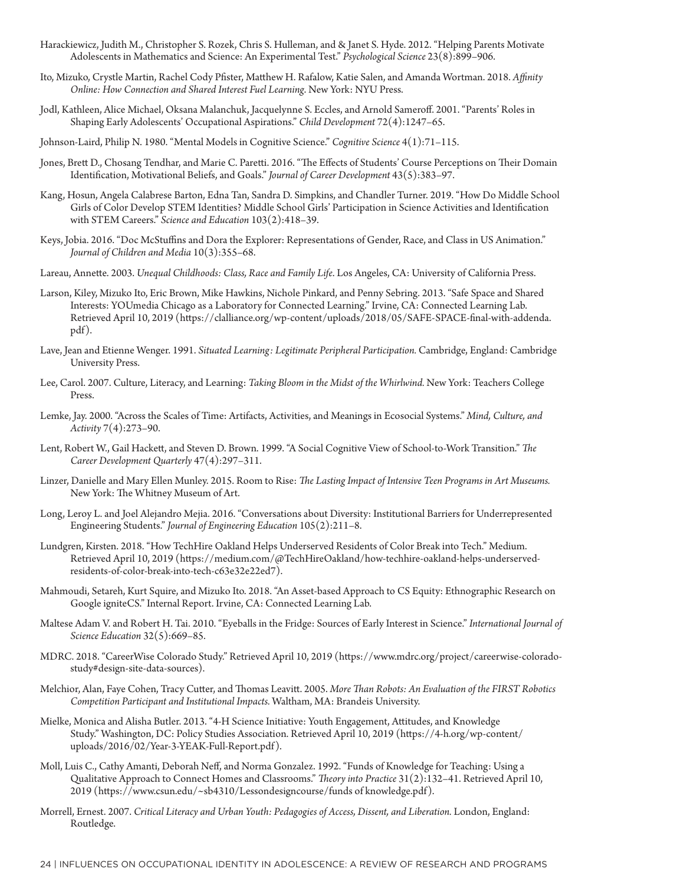Harackiewicz, Judith M., Christopher S. Rozek, Chris S. Hulleman, and & Janet S. Hyde. 2012. "Helping Parents Motivate Adolescents in Mathematics and Science: An Experimental Test." *Psychological Science* 23(8):899–906.

Ito, Mizuko, Crystle Martin, Rachel Cody Pfister, Matthew H. Rafalow, Katie Salen, and Amanda Wortman. 2018. *Affinity Online: How Connection and Shared Interest Fuel Learning*. New York: NYU Press.

Jodl, Kathleen, Alice Michael, Oksana Malanchuk, Jacquelynne S. Eccles, and Arnold Sameroff. 2001. "Parents' Roles in Shaping Early Adolescents' Occupational Aspirations." *Child Development* 72(4):1247–65.

Johnson-Laird, Philip N. 1980. "Mental Models in Cognitive Science." *Cognitive Science* 4(1):71–115.

Jones, Brett D., Chosang Tendhar, and Marie C. Paretti. 2016. "The Effects of Students' Course Perceptions on Their Domain Identification, Motivational Beliefs, and Goals." *Journal of Career Development* 43(5):383–97.

Kang, Hosun, Angela Calabrese Barton, Edna Tan, Sandra D. Simpkins, and Chandler Turner. 2019. "How Do Middle School Girls of Color Develop STEM Identities? Middle School Girls' Participation in Science Activities and Identification with STEM Careers." *Science and Education* 103(2):418–39.

Keys, Jobia. 2016. "Doc McStuffins and Dora the Explorer: Representations of Gender, Race, and Class in US Animation." *Journal of Children and Media* 10(3):355–68.

Lareau, Annette. 2003. *Unequal Childhoods: Class, Race and Family Life*. Los Angeles, CA: University of California Press.

Larson, Kiley, Mizuko Ito, Eric Brown, Mike Hawkins, Nichole Pinkard, and Penny Sebring. 2013. "Safe Space and Shared Interests: YOUmedia Chicago as a Laboratory for Connected Learning." Irvine, CA: Connected Learning Lab. Retrieved April 10, 2019 (https://clalliance.org/wp-content/uploads/2018/05/SAFE-SPACE-final-with-addenda.pdf).

Lave, Jean and Etienne Wenger. 1991. *Situated Learning: Legitimate Peripheral Participation.* Cambridge, England: Cambridge University Press.

Lee, Carol. 2007. Culture, Literacy, and Learning: *Taking Bloom in the Midst of the Whirlwind.* New York: Teachers College Press.

Lemke, Jay. 2000. "Across the Scales of Time: Artifacts, Activities, and Meanings in Ecosocial Systems." *Mind, Culture, and Activity* 7(4):273–90.

Lent, Robert W., Gail Hackett, and Steven D. Brown. 1999. "A Social Cognitive View of School-to-Work Transition." *The Career Development Quarterly* 47(4):297–311.

Linzer, Danielle and Mary Ellen Munley. 2015. Room to Rise: *The Lasting Impact of Intensive Teen Programs in Art Museums.* New York: The Whitney Museum of Art.

Long, Leroy L. and Joel Alejandro Mejia. 2016. "Conversations about Diversity: Institutional Barriers for Underrepresented Engineering Students." *Journal of Engineering Education* 105(2):211–8.

Lundgren, Kirsten. 2018. "How TechHire Oakland Helps Underserved Residents of Color Break into Tech." Medium. Retrieved April 10, 2019 (https://medium.com/@TechHireOakland/how-techhire-oakland-helps-underserved-residents-of-color-break-into-tech-c63e32e22ed7).

Mahmoudi, Setareh, Kurt Squire, and Mizuko Ito. 2018. "An Asset-based Approach to CS Equity: Ethnographic Research on Google igniteCS." Internal Report. Irvine, CA: Connected Learning Lab.

Maltese Adam V. and Robert H. Tai. 2010. "Eyeballs in the Fridge: Sources of Early Interest in Science." *International Journal of Science Education* 32(5):669–85.

MDRC. 2018. "CareerWise Colorado Study." Retrieved April 10, 2019 (https://www.mdrc.org/project/careerwise-colorado-study#design-site-data-sources).

Melchior, Alan, Faye Cohen, Tracy Cutter, and Thomas Leavitt. 2005. *More Than Robots: An Evaluation of the FIRST Robotics Competition Participant and Institutional Impacts.* Waltham, MA: Brandeis University.

Mielke, Monica and Alisha Butler. 2013. "4-H Science Initiative: Youth Engagement, Attitudes, and Knowledge Study." Washington, DC: Policy Studies Association. Retrieved April 10, 2019 (https://4-h.org/wp-content/uploads/2016/02/Year-3-YEAK-Full-Report.pdf).

Moll, Luis C., Cathy Amanti, Deborah Neff, and Norma Gonzalez. 1992. "Funds of Knowledge for Teaching: Using a Qualitative Approach to Connect Homes and Classrooms." *Theory into Practice* 31(2):132–41. Retrieved April 10, 2019 (https://www.csun.edu/~sb4310/Lessondesigncourse/funds of knowledge.pdf).

Morrell, Ernest. 2007. *Critical Literacy and Urban Youth: Pedagogies of Access, Dissent, and Liberation.* London, England: Routledge.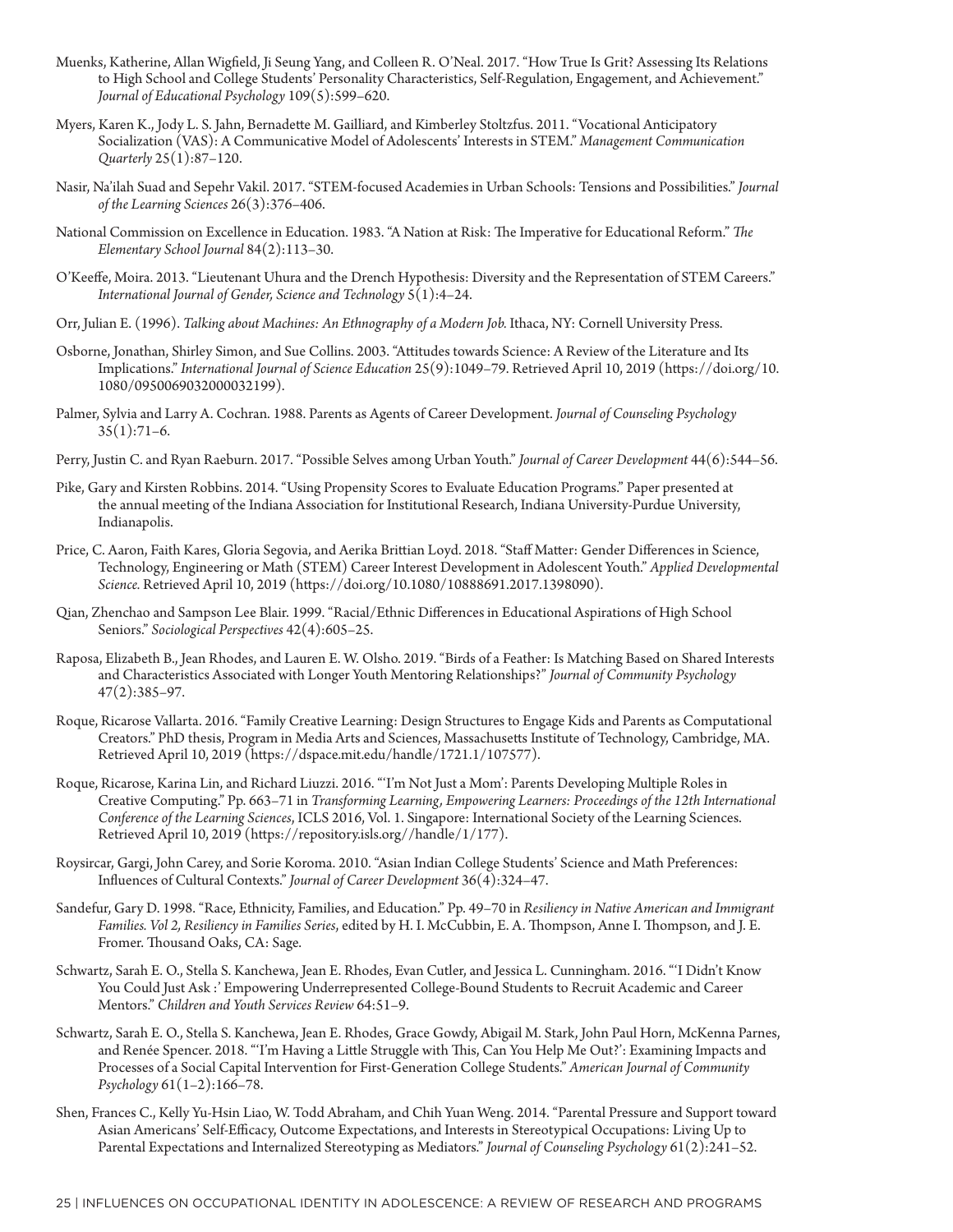Muenks, Katherine, Allan Wigfield, Ji Seung Yang, and Colleen R. O'Neal. 2017. "How True Is Grit? Assessing Its Relations to High School and College Students' Personality Characteristics, Self-Regulation, Engagement, and Achievement." *Journal of Educational Psychology* 109(5):599–620.

Myers, Karen K., Jody L. S. Jahn, Bernadette M. Gailliard, and Kimberley Stoltzfus. 2011. "Vocational Anticipatory Socialization (VAS): A Communicative Model of Adolescents' Interests in STEM." *Management Communication Quarterly* 25(1):87–120.

Nasir, Na'ilah Suad and Sepehr Vakil. 2017. "STEM-focused Academies in Urban Schools: Tensions and Possibilities." *Journal of the Learning Sciences* 26(3):376–406.

National Commission on Excellence in Education. 1983. "A Nation at Risk: The Imperative for Educational Reform." *The Elementary School Journal* 84(2):113–30.

O'Keeffe, Moira. 2013. "Lieutenant Uhura and the Drench Hypothesis: Diversity and the Representation of STEM Careers." *International Journal of Gender, Science and Technology* 5(1):4–24.

Orr, Julian E. (1996). *Talking about Machines: An Ethnography of a Modern Job.* Ithaca, NY: Cornell University Press.

Osborne, Jonathan, Shirley Simon, and Sue Collins. 2003. "Attitudes towards Science: A Review of the Literature and Its Implications." *International Journal of Science Education* 25(9):1049–79. Retrieved April 10, 2019 (https://doi.org/10.1080/0950069032000032199).

Palmer, Sylvia and Larry A. Cochran. 1988. Parents as Agents of Career Development. *Journal of Counseling Psychology* 35(1):71–6.

Perry, Justin C. and Ryan Raeburn. 2017. "Possible Selves among Urban Youth." *Journal of Career Development* 44(6):544–56.

Pike, Gary and Kirsten Robbins. 2014. "Using Propensity Scores to Evaluate Education Programs." Paper presented at the annual meeting of the Indiana Association for Institutional Research, Indiana University-Purdue University, Indianapolis.

Price, C. Aaron, Faith Kares, Gloria Segovia, and Aerika Brittian Loyd. 2018. "Staff Matter: Gender Differences in Science, Technology, Engineering or Math (STEM) Career Interest Development in Adolescent Youth." *Applied Developmental Science.* Retrieved April 10, 2019 (https://doi.org/10.1080/10888691.2017.1398090).

Qian, Zhenchao and Sampson Lee Blair. 1999. "Racial/Ethnic Differences in Educational Aspirations of High School Seniors." *Sociological Perspectives* 42(4):605–25.

Raposa, Elizabeth B., Jean Rhodes, and Lauren E. W. Olsho. 2019. "Birds of a Feather: Is Matching Based on Shared Interests and Characteristics Associated with Longer Youth Mentoring Relationships?" *Journal of Community Psychology* 47(2):385–97.

Roque, Ricarose Vallarta. 2016. "Family Creative Learning: Design Structures to Engage Kids and Parents as Computational Creators." PhD thesis, Program in Media Arts and Sciences, Massachusetts Institute of Technology, Cambridge, MA. Retrieved April 10, 2019 (https://dspace.mit.edu/handle/1721.1/107577).

Roque, Ricarose, Karina Lin, and Richard Liuzzi. 2016. "'I'm Not Just a Mom': Parents Developing Multiple Roles in Creative Computing." Pp. 663–71 in *Transforming Learning, Empowering Learners: Proceedings of the 12th International Conference of the Learning Sciences*, ICLS 2016, Vol. 1. Singapore: International Society of the Learning Sciences. Retrieved April 10, 2019 (https://repository.isls.org//handle/1/177).

Roysircar, Gargi, John Carey, and Sorie Koroma. 2010. "Asian Indian College Students' Science and Math Preferences: Influences of Cultural Contexts." *Journal of Career Development* 36(4):324–47.

Sandefur, Gary D. 1998. "Race, Ethnicity, Families, and Education." Pp. 49–70 in *Resiliency in Native American and Immigrant Families. Vol 2, Resiliency in Families Series*, edited by H. I. McCubbin, E. A. Thompson, Anne I. Thompson, and J. E. Fromer. Thousand Oaks, CA: Sage.

Schwartz, Sarah E. O., Stella S. Kanchewa, Jean E. Rhodes, Evan Cutler, and Jessica L. Cunningham. 2016. "'I Didn't Know You Could Just Ask :' Empowering Underrepresented College-Bound Students to Recruit Academic and Career Mentors." *Children and Youth Services Review* 64:51–9.

Schwartz, Sarah E. O., Stella S. Kanchewa, Jean E. Rhodes, Grace Gowdy, Abigail M. Stark, John Paul Horn, McKenna Parnes, and Renée Spencer. 2018. "'I'm Having a Little Struggle with This, Can You Help Me Out?': Examining Impacts and Processes of a Social Capital Intervention for First-Generation College Students." *American Journal of Community Psychology* 61(1–2):166–78.

Shen, Frances C., Kelly Yu-Hsin Liao, W. Todd Abraham, and Chih Yuan Weng. 2014. "Parental Pressure and Support toward Asian Americans' Self-Efficacy, Outcome Expectations, and Interests in Stereotypical Occupations: Living Up to Parental Expectations and Internalized Stereotyping as Mediators." *Journal of Counseling Psychology* 61(2):241–52.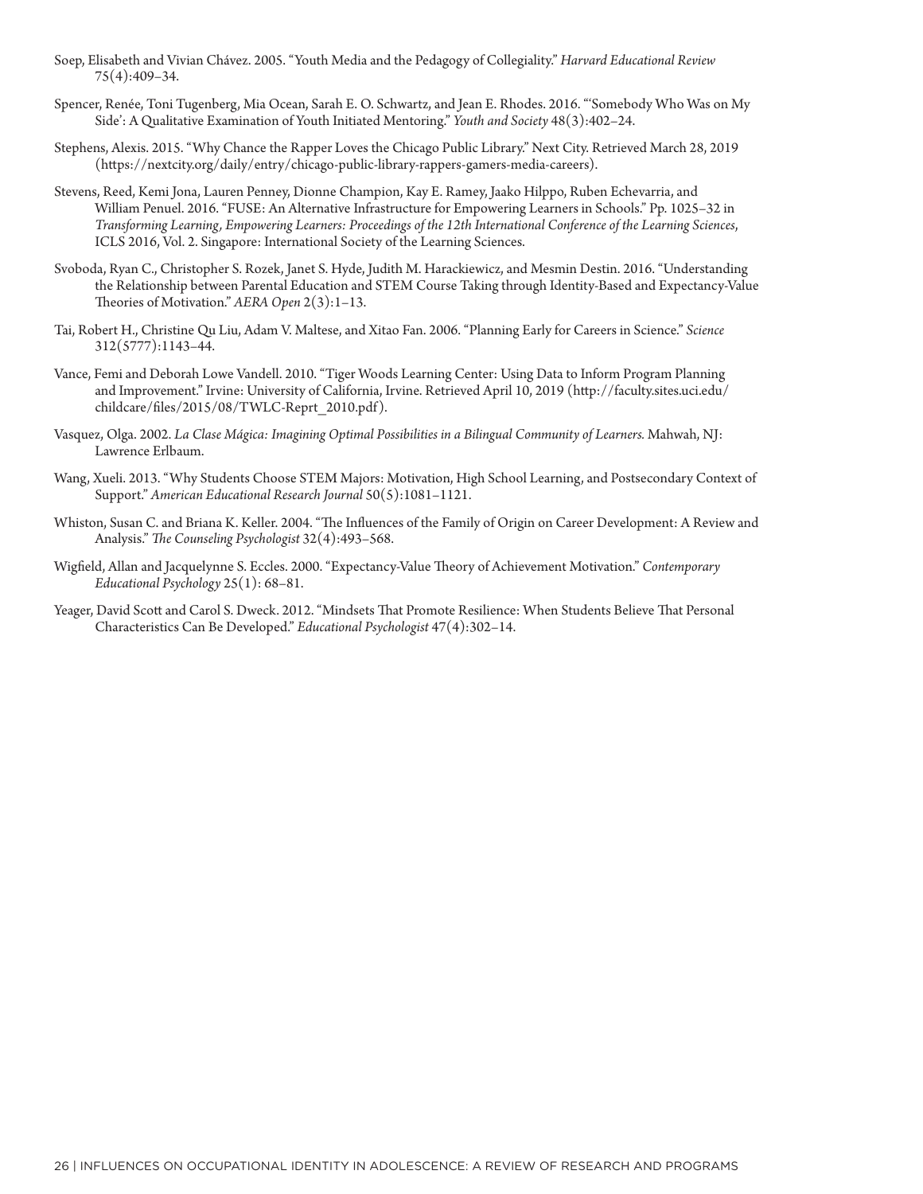Soep, Elisabeth and Vivian Chávez. 2005. "Youth Media and the Pedagogy of Collegiality." *Harvard Educational Review* 75(4):409–34.

Spencer, Renée, Toni Tugenberg, Mia Ocean, Sarah E. O. Schwartz, and Jean E. Rhodes. 2016. "'Somebody Who Was on My Side': A Qualitative Examination of Youth Initiated Mentoring." *Youth and Society* 48(3):402–24.

Stephens, Alexis. 2015. "Why Chance the Rapper Loves the Chicago Public Library." Next City. Retrieved March 28, 2019 (https://nextcity.org/daily/entry/chicago-public-library-rappers-gamers-media-careers).

Stevens, Reed, Kemi Jona, Lauren Penney, Dionne Champion, Kay E. Ramey, Jaako Hilppo, Ruben Echevarria, and William Penuel. 2016. "FUSE: An Alternative Infrastructure for Empowering Learners in Schools." Pp. 1025–32 in *Transforming Learning, Empowering Learners: Proceedings of the 12th International Conference of the Learning Sciences*, ICLS 2016, Vol. 2. Singapore: International Society of the Learning Sciences.

Svoboda, Ryan C., Christopher S. Rozek, Janet S. Hyde, Judith M. Harackiewicz, and Mesmin Destin. 2016. "Understanding the Relationship between Parental Education and STEM Course Taking through Identity-Based and Expectancy-Value Theories of Motivation." *AERA Open* 2(3):1–13.

Tai, Robert H., Christine Qu Liu, Adam V. Maltese, and Xitao Fan. 2006. "Planning Early for Careers in Science." *Science* 312(5777):1143–44.

Vance, Femi and Deborah Lowe Vandell. 2010. "Tiger Woods Learning Center: Using Data to Inform Program Planning and Improvement." Irvine: University of California, Irvine. Retrieved April 10, 2019 (http://faculty.sites.uci.edu/childcare/files/2015/08/TWLC-Reprt_2010.pdf).

Vasquez, Olga. 2002. *La Clase Mágica: Imagining Optimal Possibilities in a Bilingual Community of Learners.* Mahwah, NJ: Lawrence Erlbaum.

Wang, Xueli. 2013. "Why Students Choose STEM Majors: Motivation, High School Learning, and Postsecondary Context of Support." *American Educational Research Journal* 50(5):1081–1121.

Whiston, Susan C. and Briana K. Keller. 2004. "The Influences of the Family of Origin on Career Development: A Review and Analysis." *The Counseling Psychologist* 32(4):493–568.

Wigfield, Allan and Jacquelynne S. Eccles. 2000. "Expectancy-Value Theory of Achievement Motivation." *Contemporary Educational Psychology* 25(1): 68–81.

Yeager, David Scott and Carol S. Dweck. 2012. "Mindsets That Promote Resilience: When Students Believe That Personal Characteristics Can Be Developed." *Educational Psychologist* 47(4):302–14.